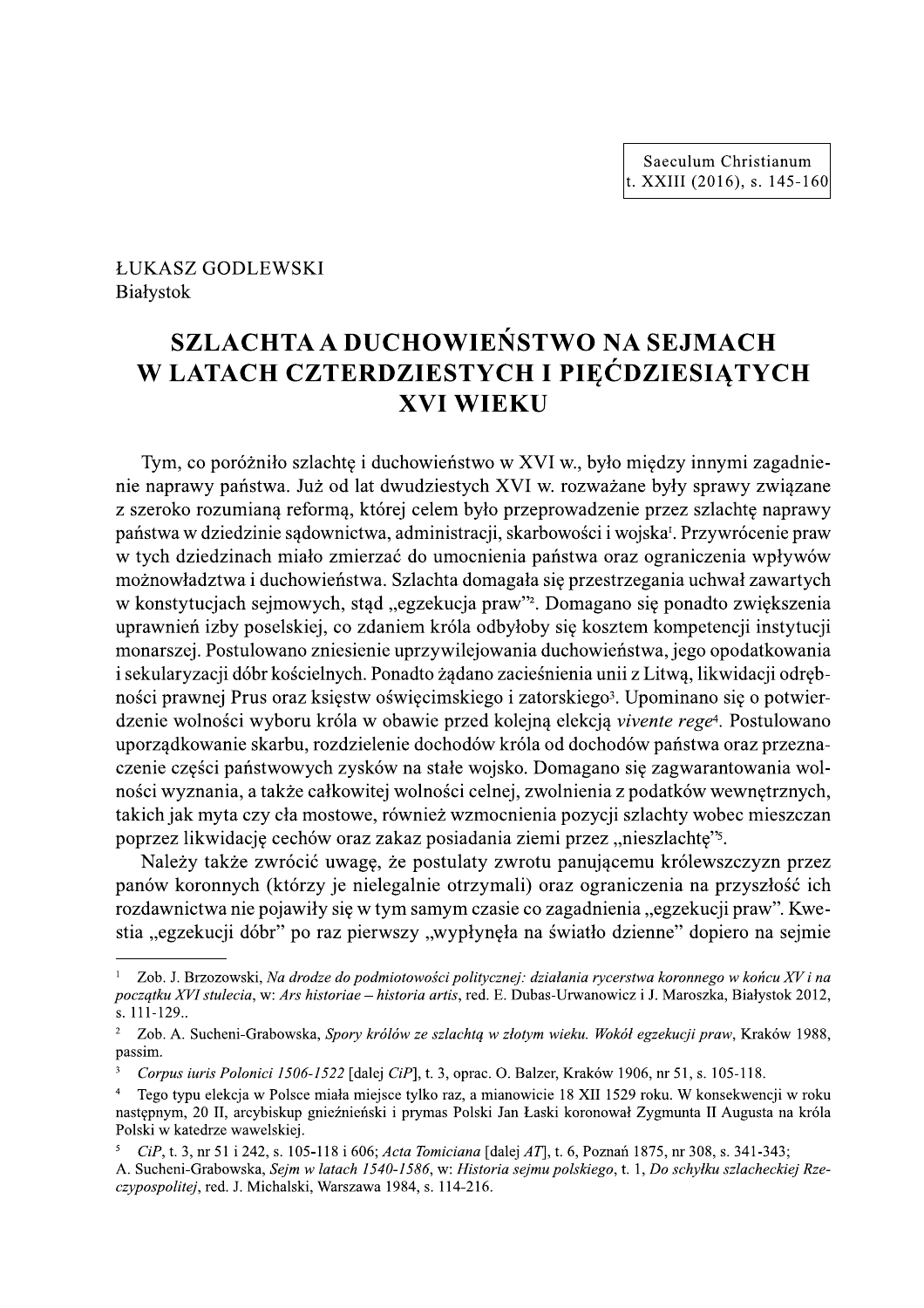ŁUKASZ GODLEWSKI
Białystok

# SZLACHTA A DUCHOWIEŃSTWO NA SEJMACH W LATACH CZTERDZIESTYCH I PIĘĆDZIESIĄTYCH XVI WIEKU

Tym, co poróżniło szlachtę i duchowieństwo w XVI w., było między innymi zagadnienie naprawy państwa. Już od lat dwudziestych XVI w. rozważane były sprawy związane z szeroko rozumianą reformą, której celem było przeprowadzenie przez szlachtę naprawy państwa w dziedzinie sądownictwa, administracji, skarbowości i wojska[1]. Przywrócenie praw w tych dziedzinach miało zmierzać do umocnienia państwa oraz ograniczenia wpływów możnowładztwa i duchowieństwa. Szlachta domagała się przestrzegania uchwał zawartych w konstytucjach sejmowych, stąd „egzekucja praw"[2]. Domagano się ponadto zwiększenia uprawnień izby poselskiej, co zdaniem króla odbyłoby się kosztem kompetencji instytucji monarszej. Postulowano zniesienie uprzywilejowania duchowieństwa, jego opodatkowania i sekularyzacji dóbr kościelnych. Ponadto żądano zacieśnienia unii z Litwą, likwidacji odrębności prawnej Prus oraz księstw oświęcimskiego i zatorskiego[3]. Upominano się o potwierdzenie wolności wyboru króla w obawie przed kolejną elekcją *vivente rege*[4]. Postulowano uporządkowanie skarbu, rozdzielenie dochodów króla od dochodów państwa oraz przeznaczenie części państwowych zysków na stałe wojsko. Domagano się zagwarantowania wolności wyznania, a także całkowitej wolności celnej, zwolnienia z podatków wewnętrznych, takich jak myta czy cła mostowe, również wzmocnienia pozycji szlachty wobec mieszczan poprzez likwidację cechów oraz zakaz posiadania ziemi przez „nieszlachtę"[5].

Należy także zwrócić uwagę, że postulaty zwrotu panującemu królewszczyzn przez panów koronnych (którzy je nielegalnie otrzymali) oraz ograniczenia na przyszłość ich rozdawnictwa nie pojawiły się w tym samym czasie co zagadnienia „egzekucji praw". Kwestia „egzekucji dóbr" po raz pierwszy „wypłynęła na światło dzienne" dopiero na sejmie

---

[1] Zob. J. Brzozowski, *Na drodze do podmiotowości politycznej: działania rycerstwa koronnego w końcu XV i na początku XVI stulecia*, w: *Ars historiae – historia artis*, red. E. Dubas-Urwanowicz i J. Maroszka, Białystok 2012, s. 111-129..

[2] Zob. A. Sucheni-Grabowska, *Spory królów ze szlachtą w złotym wieku. Wokół egzekucji praw*, Kraków 1988, passim.

[3] *Corpus iuris Polonici 1506-1522* [dalej *CiP*], t. 3, oprac. O. Balzer, Kraków 1906, nr 51, s. 105-118.

[4] Tego typu elekcja w Polsce miała miejsce tylko raz, a mianowicie 18 XII 1529 roku. W konsekwencji w roku następnym, 20 II, arcybiskup gnieźnieński i prymas Polski Jan Łaski koronował Zygmunta II Augusta na króla Polski w katedrze wawelskiej.

[5] *CiP*, t. 3, nr 51 i 242, s. 105-118 i 606; *Acta Tomiciana* [dalej *AT*], t. 6, Poznań 1875, nr 308, s. 341-343; A. Sucheni-Grabowska, *Sejm w latach 1540-1586*, w: *Historia sejmu polskiego*, t. 1, *Do schyłku szlacheckiej Rzeczypospolitej*, red. J. Michalski, Warszawa 1984, s. 114-216.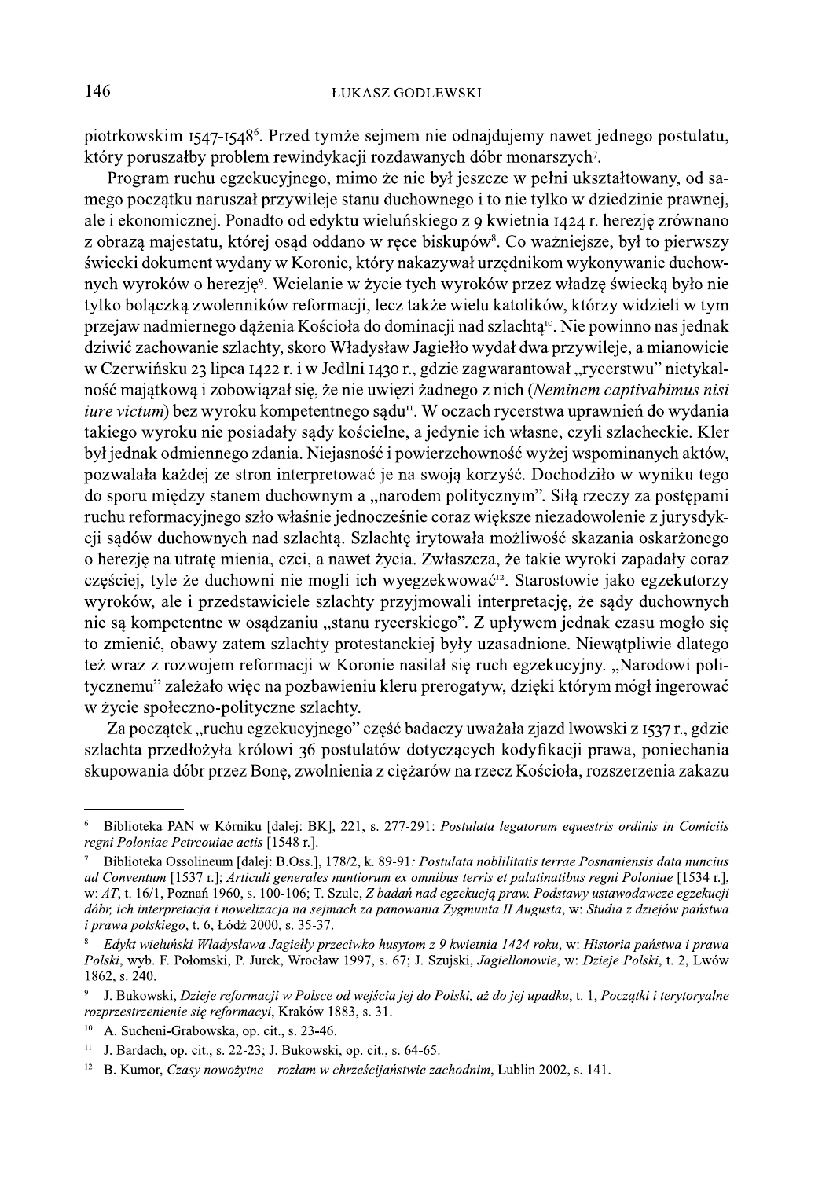piotrkowskim 1547-1548[6]. Przed tymże sejmem nie odnajdujemy nawet jednego postulatu, który poruszałby problem rewindykacji rozdawanych dóbr monarszych[7].

Program ruchu egzekucyjnego, mimo że nie był jeszcze w pełni ukształtowany, od samego początku naruszał przywileje stanu duchownego i to nie tylko w dziedzinie prawnej, ale i ekonomicznej. Ponadto od edyktu wieluńskiego z 9 kwietnia 1424 r. herezję zrównano z obrazą majestatu, której osąd oddano w ręce biskupów[8]. Co ważniejsze, był to pierwszy świecki dokument wydany w Koronie, który nakazywał urzędnikom wykonywanie duchownych wyroków o herezję[9]. Wcielanie w życie tych wyroków przez władzę świecką było nie tylko bolączką zwolenników reformacji, lecz także wielu katolików, którzy widzieli w tym przejaw nadmiernego dążenia Kościoła do dominacji nad szlachtą[10]. Nie powinno nas jednak dziwić zachowanie szlachty, skoro Władysław Jagiełło wydał dwa przywileje, a mianowicie w Czerwińsku 23 lipca 1422 r. i w Jedlni 1430 r., gdzie zagwarantował „rycerstwu" nietykalność majątkową i zobowiązał się, że nie uwięzi żadnego z nich (*Neminem captivabimus nisi iure victum*) bez wyroku kompetentnego sądu[11]. W oczach rycerstwa uprawnień do wydania takiego wyroku nie posiadały sądy kościelne, a jedynie ich własne, czyli szlacheckie. Kler był jednak odmiennego zdania. Niejasność i powierzchowność wyżej wspominanych aktów, pozwalała każdej ze stron interpretować je na swoją korzyść. Dochodziło w wyniku tego do sporu między stanem duchownym a „narodem politycznym". Siłą rzeczy za postępami ruchu reformacyjnego szło właśnie jednocześnie coraz większe niezadowolenie z jurysdykcji sądów duchownych nad szlachtą. Szlachtę irytowała możliwość skazania oskarżonego o herezję na utratę mienia, czci, a nawet życia. Zwłaszcza, że takie wyroki zapadały coraz częściej, tyle że duchowni nie mogli ich wyegzekwować[12]. Starostowie jako egzekutorzy wyroków, ale i przedstawiciele szlachty przyjmowali interpretację, że sądy duchownych nie są kompetentne w osądzaniu „stanu rycerskiego". Z upływem jednak czasu mogło się to zmienić, obawy zatem szlachty protestanckiej były uzasadnione. Niewątpliwie dlatego też wraz z rozwojem reformacji w Koronie nasilał się ruch egzekucyjny. „Narodowi politycznemu" zależało więc na pozbawieniu kleru prerogatyw, dzięki którym mógł ingerować w życie społeczno-polityczne szlachty.

Za początek „ruchu egzekucyjnego" część badaczy uważała zjazd lwowski z 1537 r., gdzie szlachta przedłożyła królowi 36 postulatów dotyczących kodyfikacji prawa, poniechania skupowania dóbr przez Bonę, zwolnienia z ciężarów na rzecz Kościoła, rozszerzenia zakazu

---

[6] Biblioteka PAN w Kórniku [dalej: BK], 221, s. 277-291: *Postulata legatorum equestris ordinis in Comiciis regni Poloniae Petrcouiae actis* [1548 r.].

[7] Biblioteka Ossolineum [dalej: B.Oss.], 178/2, k. 89-91*: Postulata noblilitatis terrae Posnaniensis data nuncius ad Conventum* [1537 r.]; *Articuli generales nuntiorum ex omnibus terris et palatinatibus regni Poloniae* [1534 r.], w: *AT*, t. 16/1, Poznań 1960, s. 100-106; T. Szulc, *Z badań nad egzekucją praw. Podstawy ustawodawcze egzekucji dóbr, ich interpretacja i nowelizacja na sejmach za panowania Zygmunta II Augusta*, w: *Studia z dziejów państwa i prawa polskiego*, t. 6, Łódź 2000, s. 35-37.

[8] *Edykt wieluński Władysława Jagiełły przeciwko husytom z 9 kwietnia 1424 roku*, w: *Historia państwa i prawa Polski*, wyb. F. Połomski, P. Jurek, Wrocław 1997, s. 67; J. Szujski, *Jagiellonowie*, w: *Dzieje Polski*, t. 2, Lwów 1862, s. 240.

[9] J. Bukowski, *Dzieje reformacji w Polsce od wejścia jej do Polski, aż do jej upadku*, t. 1, *Początki i terytoryalne rozprzestrzenienie się reformacyi*, Kraków 1883, s. 31.

[10] A. Sucheni-Grabowska, op. cit., s. 23-46.

[11] J. Bardach, op. cit., s. 22-23; J. Bukowski, op. cit., s. 64-65.

[12] B. Kumor, *Czasy nowożytne – rozłam w chrześcijaństwie zachodnim*, Lublin 2002, s. 141.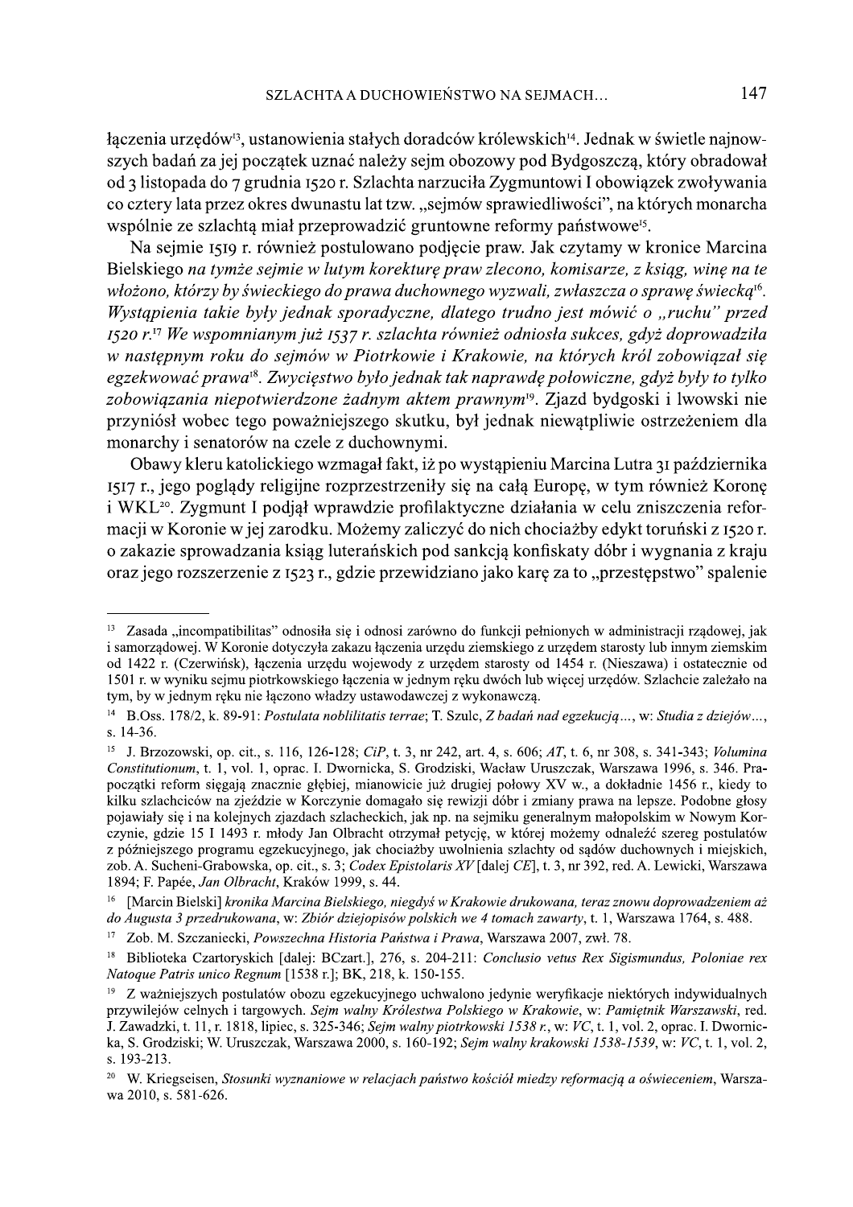łączenia urzędów[13], ustanowienia stałych doradców królewskich[14]. Jednak w świetle najnowszych badań za jej początek uznać należy sejm obozowy pod Bydgoszczą, który obradował od 3 listopada do 7 grudnia 1520 r. Szlachta narzuciła Zygmuntowi I obowiązek zwoływania co cztery lata przez okres dwunastu lat tzw. „sejmów sprawiedliwości", na których monarcha wspólnie ze szlachtą miał przeprowadzić gruntowne reformy państwowe[15].

Na sejmie 1519 r. również postulowano podjęcie praw. Jak czytamy w kronice Marcina Bielskiego *na tymże sejmie w lutym korekturę praw zlecono, komisarze, z ksiąg, winę na te włożono, którzy by świeckiego do prawa duchownego wyzwali, zwłaszcza o sprawę świecką*[16]. *Wystąpienia takie były jednak sporadyczne, dlatego trudno jest mówić o „ruchu" przed 1520 r.*[17] *We wspomnianym już 1537 r. szlachta również odniosła sukces, gdyż doprowadziła w następnym roku do sejmów w Piotrkowie i Krakowie, na których król zobowiązał się egzekwować prawa*[18]. *Zwycięstwo było jednak tak naprawdę połowiczne, gdyż były to tylko zobowiązania niepotwierdzone żadnym aktem prawnym*[19]. Zjazd bydgoski i lwowski nie przyniósł wobec tego poważniejszego skutku, był jednak niewątpliwie ostrzeżeniem dla monarchy i senatorów na czele z duchownymi.

Obawy kleru katolickiego wzmagał fakt, iż po wystąpieniu Marcina Lutra 31 października 1517 r., jego poglądy religijne rozprzestrzeniły się na całą Europę, w tym również Koronę i WKL[20]. Zygmunt I podjął wprawdzie profilaktyczne działania w celu zniszczenia reformacji w Koronie w jej zarodku. Możemy zaliczyć do nich chociażby edykt toruński z 1520 r. o zakazie sprowadzania ksiąg luterańskich pod sankcją konfiskaty dóbr i wygnania z kraju oraz jego rozszerzenie z 1523 r., gdzie przewidziano jako karę za to „przestępstwo" spalenie

---

[13] Zasada „incompatibilitas" odnosiła się i odnosi zarówno do funkcji pełnionych w administracji rządowej, jak i samorządowej. W Koronie dotyczyła zakazu łączenia urzędu ziemskiego z urzędem starosty lub innym ziemskim od 1422 r. (Czerwińsk), łączenia urzędu wojewody z urzędem starosty od 1454 r. (Nieszawa) i ostatecznie od 1501 r. w wyniku sejmu piotrkowskiego łączenia w jednym ręku dwóch lub więcej urzędów. Szlachcie zależało na tym, by w jednym ręku nie łączono władzy ustawodawczej z wykonawczą.

[14] B.Oss. 178/2, k. 89-91: *Postulata noblilitatis terrae*; T. Szulc, *Z badań nad egzekucją...*, w: *Studia z dziejów...*, s. 14-36.

[15] J. Brzozowski, op. cit., s. 116, 126-128; *CiP*, t. 3, nr 242, art. 4, s. 606; *AT*, t. 6, nr 308, s. 341-343; *Volumina Constitutionum*, t. 1, vol. 1, oprac. I. Dwornicka, S. Grodziski, Wacław Uruszczak, Warszawa 1996, s. 346. Prapoczątki reform sięgają znacznie głębiej, mianowicie już drugiej połowy XV w., a dokładnie 1456 r., kiedy to kilku szlachciców na zjeździe w Korczynie domagało się rewizji dóbr i zmiany prawa na lepsze. Podobne głosy pojawiały się i na kolejnych zjazdach szlacheckich, jak np. na sejmiku generalnym małopolskim w Nowym Korczynie, gdzie 15 I 1493 r. młody Jan Olbracht otrzymał petycję, w której możemy odnaleźć szereg postulatów z późniejszego programu egzekucyjnego, jak chociażby uwolnienia szlachty od sądów duchownych i miejskich, zob. A. Sucheni-Grabowska, op. cit., s. 3; *Codex Epistolaris XV* [dalej *CE*], t. 3, nr 392, red. A. Lewicki, Warszawa 1894; F. Papée, *Jan Olbracht*, Kraków 1999, s. 44.

[16] [Marcin Bielski] *kronika Marcina Bielskiego, niegdyś w Krakowie drukowana, teraz znowu doprowadzeniem aż do Augusta 3 przedrukowana*, w: *Zbiór dziejopisów polskich we 4 tomach zawarty*, t. 1, Warszawa 1764, s. 488.

[17] Zob. M. Szczaniecki, *Powszechna Historia Państwa i Prawa*, Warszawa 2007, zwł. 78.

[18] Biblioteka Czartoryskich [dalej: BCzart.], 276, s. 204-211: *Conclusio vetus Rex Sigismundus, Poloniae rex Natoque Patris unico Regnum* [1538 r.]; BK, 218, k. 150-155.

[19] Z ważniejszych postulatów obozu egzekucyjnego uchwalono jedynie weryfikacje niektórych indywidualnych przywilejów celnych i targowych. *Sejm walny Królestwa Polskiego w Krakowie*, w: *Pamiętnik Warszawski*, red. J. Zawadzki, t. 11, r. 1818, lipiec, s. 325-346; *Sejm walny piotrkowski 1538 r.*, w: *VC*, t. 1, vol. 2, oprac. I. Dwornicka, S. Grodziski; W. Uruszczak, Warszawa 2000, s. 160-192; *Sejm walny krakowski 1538-1539*, w: *VC*, t. 1, vol. 2, s. 193-213.

[20] W. Kriegseisen, *Stosunki wyznaniowe w relacjach państwo kościół miedzy reformacją a oświeceniem*, Warszawa 2010, s. 581-626.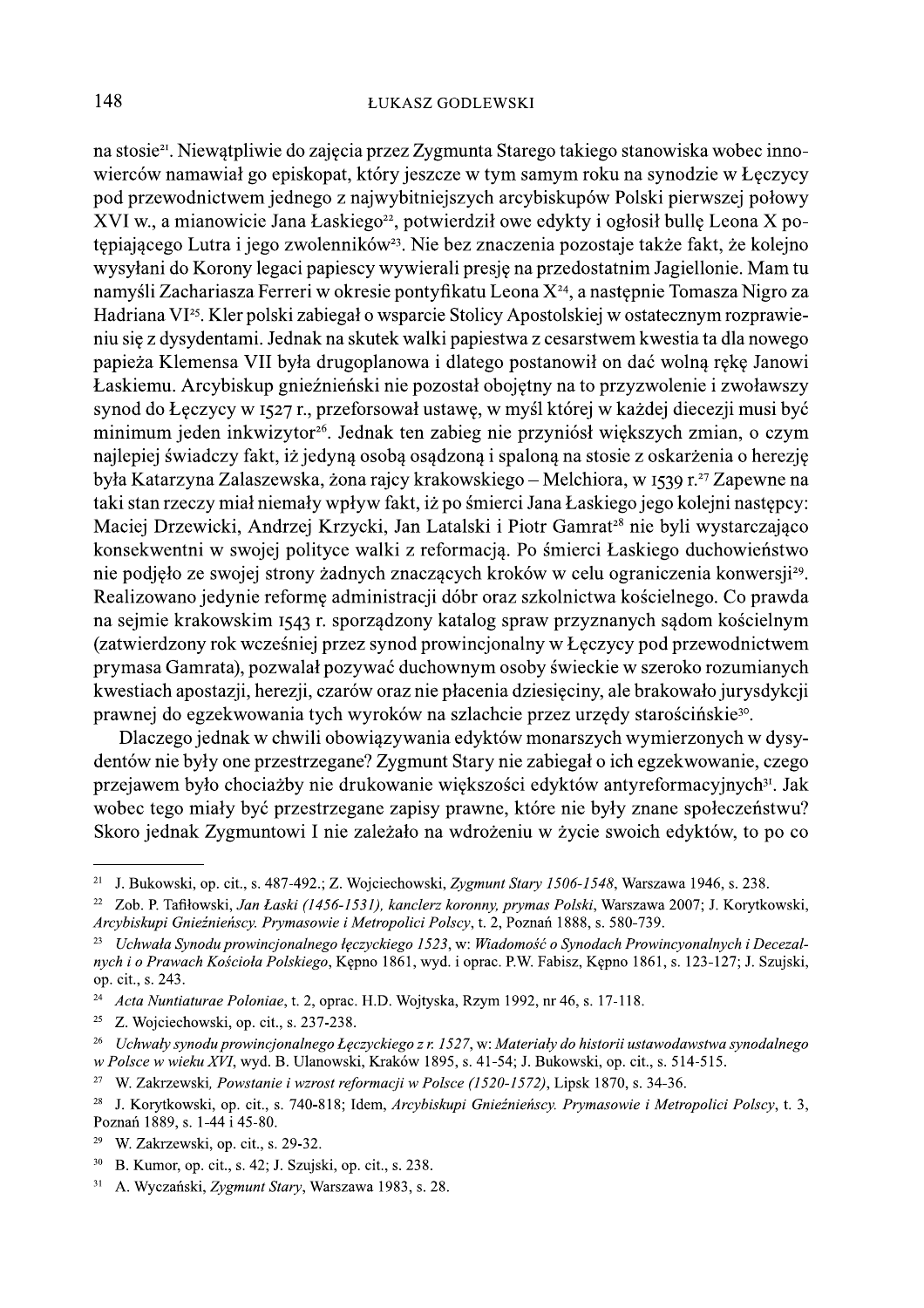na stosie[21]. Niewątpliwie do zajęcia przez Zygmunta Starego takiego stanowiska wobec innowierców namawiał go episkopat, który jeszcze w tym samym roku na synodzie w Łęczycy pod przewodnictwem jednego z najwybitniejszych arcybiskupów Polski pierwszej połowy XVI w., a mianowicie Jana Łaskiego[22], potwierdził owe edykty i ogłosił bullę Leona X potępiającego Lutra i jego zwolenników[23]. Nie bez znaczenia pozostaje także fakt, że kolejno wysyłani do Korony legaci papiescy wywierali presję na przedostatnim Jagiellonie. Mam tu namyśli Zachariasza Ferreri w okresie pontyfikatu Leona X[24], a następnie Tomasza Nigro za Hadriana VI[25]. Kler polski zabiegał o wsparcie Stolicy Apostolskiej w ostatecznym rozprawieniu się z dysydentami. Jednak na skutek walki papiestwa z cesarstwem kwestia ta dla nowego papieża Klemensa VII była drugoplanowa i dlatego postanowił on dać wolną rękę Janowi Łaskiemu. Arcybiskup gnieźnieński nie pozostał obojętny na to przyzwolenie i zwoławszy synod do Łęczycy w 1527 r., przeforsował ustawę, w myśl której w każdej diecezji musi być minimum jeden inkwizytor[26]. Jednak ten zabieg nie przyniósł większych zmian, o czym najlepiej świadczy fakt, iż jedyną osobą osądzoną i spaloną na stosie z oskarżenia o herezję była Katarzyna Zalaszewska, żona rajcy krakowskiego – Melchiora, w 1539 r.[27] Zapewne na taki stan rzeczy miał niemały wpływ fakt, iż po śmierci Jana Łaskiego jego kolejni następcy: Maciej Drzewicki, Andrzej Krzycki, Jan Latalski i Piotr Gamrat[28] nie byli wystarczająco konsekwentni w swojej polityce walki z reformacją. Po śmierci Łaskiego duchowieństwo nie podjęło ze swojej strony żadnych znaczących kroków w celu ograniczenia konwersji[29]. Realizowano jedynie reformę administracji dóbr oraz szkolnictwa kościelnego. Co prawda na sejmie krakowskim 1543 r. sporządzony katalog spraw przyznanych sądom kościelnym (zatwierdzony rok wcześniej przez synod prowincjonalny w Łęczycy pod przewodnictwem prymasa Gamrata), pozwalał pozywać duchownym osoby świeckie w szeroko rozumianych kwestiach apostazji, herezji, czarów oraz nie płacenia dziesięciny, ale brakowało jurysdykcji prawnej do egzekwowania tych wyroków na szlachcie przez urzędy starościńskie[30].

Dlaczego jednak w chwili obowiązywania edyktów monarszych wymierzonych w dysydentów nie były one przestrzegane? Zygmunt Stary nie zabiegał o ich egzekwowanie, czego przejawem było chociażby nie drukowanie większości edyktów antyreformacyjnych[31]. Jak wobec tego miały być przestrzegane zapisy prawne, które nie były znane społeczeństwu? Skoro jednak Zygmuntowi I nie zależało na wdrożeniu w życie swoich edyktów, to po co

---

[21] J. Bukowski, op. cit., s. 487-492.; Z. Wojciechowski, *Zygmunt Stary 1506-1548*, Warszawa 1946, s. 238.

[22] Zob. P. Tafiłowski, *Jan Łaski (1456-1531), kanclerz koronny, prymas Polski*, Warszawa 2007; J. Korytkowski, *Arcybiskupi Gnieźnieńscy. Prymasowie i Metropolici Polscy*, t. 2, Poznań 1888, s. 580-739.

[23] *Uchwała Synodu prowincjonalnego łęczyckiego 1523*, w: *Wiadomość o Synodach Prowincyonalnych i Decezalnych i o Prawach Kościoła Polskiego*, Kępno 1861, wyd. i oprac. P.W. Fabisz, Kępno 1861, s. 123-127; J. Szujski, op. cit., s. 243.

[24] *Acta Nuntiaturae Poloniae*, t. 2, oprac. H.D. Wojtyska, Rzym 1992, nr 46, s. 17-118.

[25] Z. Wojciechowski, op. cit., s. 237-238.

[26] *Uchwały synodu prowincjonalnego Łęczyckiego z r. 1527*, w: *Materiały do historii ustawodawstwa synodalnego w Polsce w wieku XVI*, wyd. B. Ulanowski, Kraków 1895, s. 41-54; J. Bukowski, op. cit., s. 514-515.

[27] W. Zakrzewski, *Powstanie i wzrost reformacji w Polsce (1520-1572)*, Lipsk 1870, s. 34-36.

[28] J. Korytkowski, op. cit., s. 740-818; Idem, *Arcybiskupi Gnieźnieńscy. Prymasowie i Metropolici Polscy*, t. 3, Poznań 1889, s. 1-44 i 45-80.

[29] W. Zakrzewski, op. cit., s. 29-32.

[30] B. Kumor, op. cit., s. 42; J. Szujski, op. cit., s. 238.

[31] A. Wyczański, *Zygmunt Stary*, Warszawa 1983, s. 28.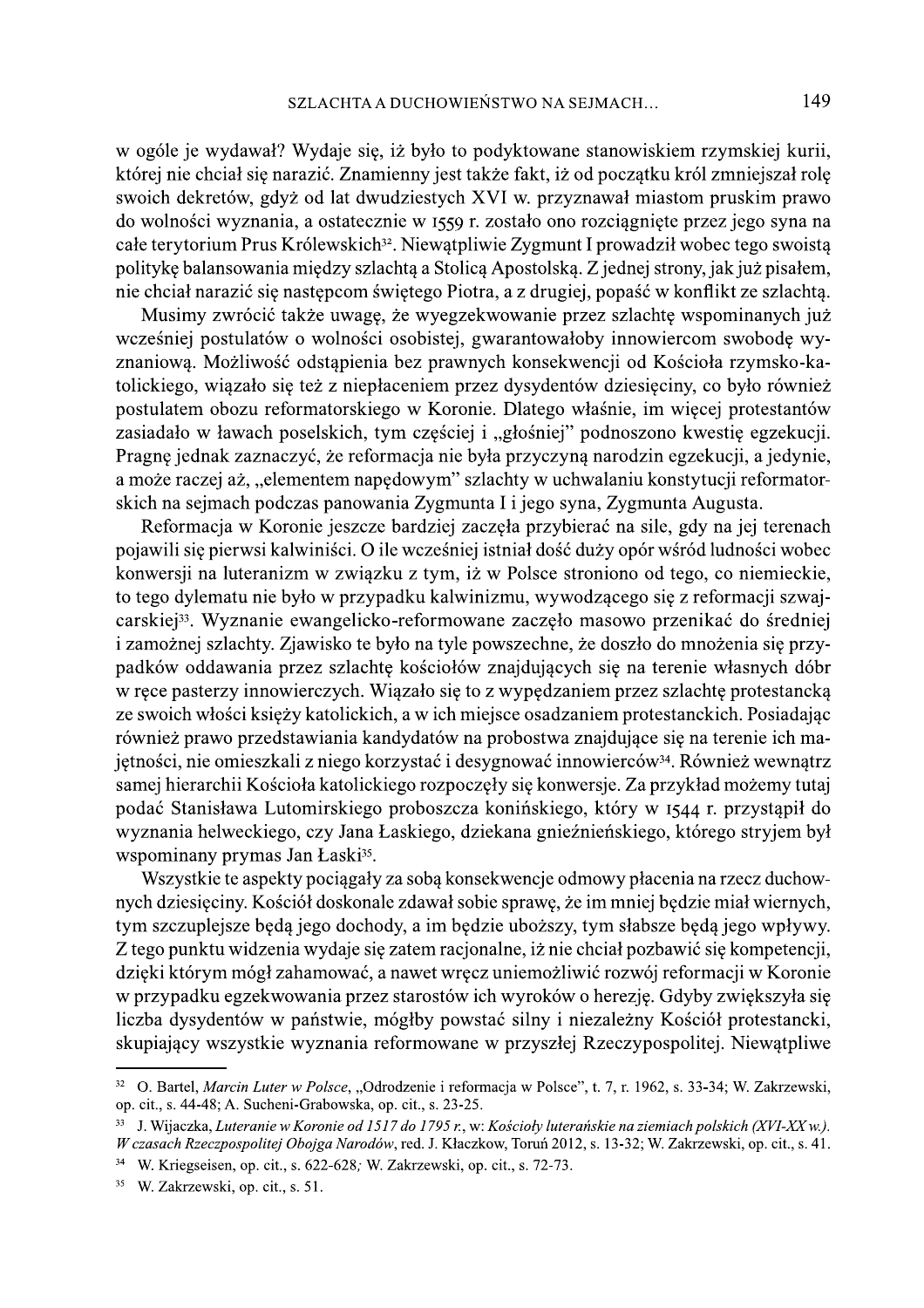w ogóle je wydawał? Wydaje się, iż było to podyktowane stanowiskiem rzymskiej kurii, której nie chciał się narazić. Znamienny jest także fakt, iż od początku król zmniejszał rolę swoich dekretów, gdyż od lat dwudziestych XVI w. przyznawał miastom pruskim prawo do wolności wyznania, a ostatecznie w 1559 r. zostało ono rozciągnięte przez jego syna na całe terytorium Prus Królewskich[32]. Niewątpliwie Zygmunt I prowadził wobec tego swoistą politykę balansowania między szlachtą a Stolicą Apostolską. Z jednej strony, jak już pisałem, nie chciał narazić się następcom świętego Piotra, a z drugiej, popaść w konflikt ze szlachtą.

Musimy zwrócić także uwagę, że wyegzekwowanie przez szlachtę wspominanych już wcześniej postulatów o wolności osobistej, gwarantowałoby innowiercom swobodę wyznaniową. Możliwość odstąpienia bez prawnych konsekwencji od Kościoła rzymsko-katolickiego, wiązało się też z niepłaceniem przez dysydentów dziesięciny, co było również postulatem obozu reformatorskiego w Koronie. Dlatego właśnie, im więcej protestantów zasiadało w ławach poselskich, tym częściej i „głośniej" podnoszono kwestię egzekucji. Pragnę jednak zaznaczyć, że reformacja nie była przyczyną narodzin egzekucji, a jedynie, a może raczej aż, „elementem napędowym" szlachty w uchwalaniu konstytucji reformatorskich na sejmach podczas panowania Zygmunta I i jego syna, Zygmunta Augusta.

Reformacja w Koronie jeszcze bardziej zaczęła przybierać na sile, gdy na jej terenach pojawili się pierwsi kalwiniści. O ile wcześniej istniał dość duży opór wśród ludności wobec konwersji na luteranizm w związku z tym, iż w Polsce stroniono od tego, co niemieckie, to tego dylematu nie było w przypadku kalwinizmu, wywodzącego się z reformacji szwajcarskiej[33]. Wyznanie ewangelicko-reformowane zaczęło masowo przenikać do średniej i zamożnej szlachty. Zjawisko te było na tyle powszechne, że doszło do mnożenia się przypadków oddawania przez szlachtę kościołów znajdujących się na terenie własnych dóbr w ręce pasterzy innowierczych. Wiązało się to z wypędzaniem przez szlachtę protestancką ze swoich włości księży katolickich, a w ich miejsce osadzaniem protestanckich. Posiadając również prawo przedstawiania kandydatów na probostwa znajdujące się na terenie ich majętności, nie omieszkali z niego korzystać i desygnować innowierców[34]. Również wewnątrz samej hierarchii Kościoła katolickiego rozpoczęły się konwersje. Za przykład możemy tutaj podać Stanisława Lutomirskiego proboszcza konińskiego, który w 1544 r. przystąpił do wyznania helweckiego, czy Jana Łaskiego, dziekana gnieźnieńskiego, którego stryjem był wspominany prymas Jan Łaski[35].

Wszystkie te aspekty pociągały za sobą konsekwencje odmowy płacenia na rzecz duchownych dziesięciny. Kościół doskonale zdawał sobie sprawę, że im mniej będzie miał wiernych, tym szczuplejsze będą jego dochody, a im będzie uboższy, tym słabsze będą jego wpływy. Z tego punktu widzenia wydaje się zatem racjonalne, iż nie chciał pozbawić się kompetencji, dzięki którym mógł zahamować, a nawet wręcz uniemożliwić rozwój reformacji w Koronie w przypadku egzekwowania przez starostów ich wyroków o herezję. Gdyby zwiększyła się liczba dysydentów w państwie, mógłby powstać silny i niezależny Kościół protestancki, skupiający wszystkie wyznania reformowane w przyszłej Rzeczypospolitej. Niewątpliwe

---

[32] O. Bartel, *Marcin Luter w Polsce*, „Odrodzenie i reformacja w Polsce", t. 7, r. 1962, s. 33-34; W. Zakrzewski, op. cit., s. 44-48; A. Sucheni-Grabowska, op. cit., s. 23-25.

[33] J. Wijaczka, *Luteranie w Koronie od 1517 do 1795 r.*, w: *Kościoły luterańskie na ziemiach polskich (XVI-XX w.). W czasach Rzeczpospolitej Obojga Narodów*, red. J. Kłaczkow, Toruń 2012, s. 13-32; W. Zakrzewski, op. cit., s. 41.

[34] W. Kriegseisen, op. cit., s. 622-628; W. Zakrzewski, op. cit., s. 72-73.

[35] W. Zakrzewski, op. cit., s. 51.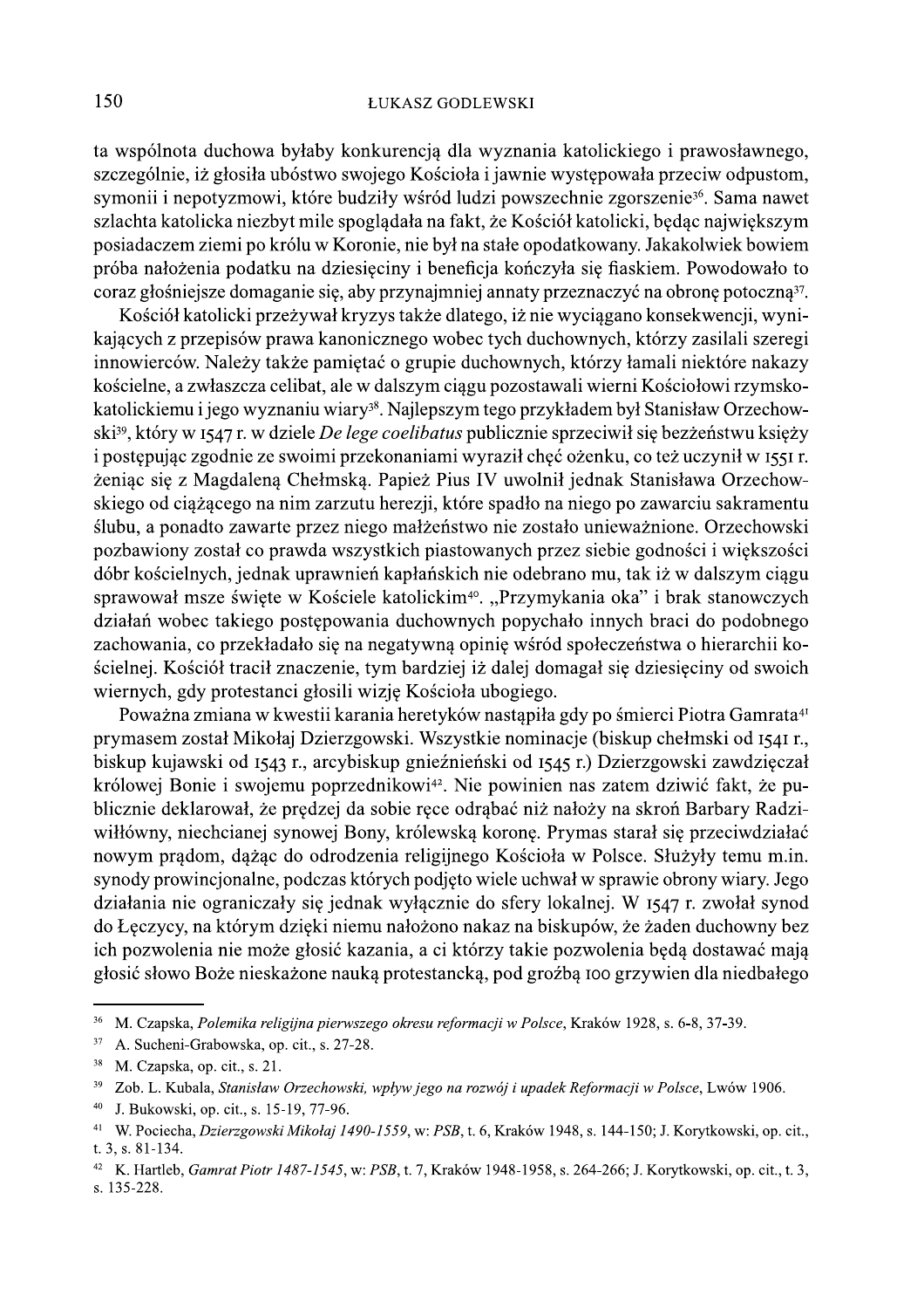ta wspólnota duchowa byłaby konkurencją dla wyznania katolickiego i prawosławnego, szczególnie, iż głosiła ubóstwo swojego Kościoła i jawnie występowała przeciw odpustom, symonii i nepotyzmowi, które budziły wśród ludzi powszechnie zgorszenie[36]. Sama nawet szlachta katolicka niezbyt mile spoglądała na fakt, że Kościół katolicki, będąc największym posiadaczem ziemi po królu w Koronie, nie był na stałe opodatkowany. Jakakolwiek bowiem próba nałożenia podatku na dziesięciny i beneficja kończyła się fiaskiem. Powodowało to coraz głośniejsze domaganie się, aby przynajmniej annaty przeznaczyć na obronę potoczną[37].

Kościół katolicki przeżywał kryzys także dlatego, iż nie wyciągano konsekwencji, wynikających z przepisów prawa kanonicznego wobec tych duchownych, którzy zasilali szeregi innowierców. Należy także pamiętać o grupie duchownych, którzy łamali niektóre nakazy kościelne, a zwłaszcza celibat, ale w dalszym ciągu pozostawali wierni Kościołowi rzymskokatolickiemu i jego wyznaniu wiary[38]. Najlepszym tego przykładem był Stanisław Orzechowski[39], który w 1547 r. w dziele *De lege coelibatus* publicznie sprzeciwił się bezżeństwu księży i postępując zgodnie ze swoimi przekonaniami wyraził chęć ożenku, co też uczynił w 1551 r. żeniąc się z Magdaleną Chełmską. Papież Pius IV uwolnił jednak Stanisława Orzechowskiego od ciążącego na nim zarzutu herezji, które spadło na niego po zawarciu sakramentu ślubu, a ponadto zawarte przez niego małżeństwo nie zostało unieważnione. Orzechowski pozbawiony został co prawda wszystkich piastowanych przez siebie godności i większości dóbr kościelnych, jednak uprawnień kapłańskich nie odebrano mu, tak iż w dalszym ciągu sprawował msze święte w Kościele katolickim[40]. „Przymykania oka" i brak stanowczych działań wobec takiego postępowania duchownych popychało innych braci do podobnego zachowania, co przekładało się na negatywną opinię wśród społeczeństwa o hierarchii kościelnej. Kościół tracił znaczenie, tym bardziej iż dalej domagał się dziesięciny od swoich wiernych, gdy protestanci głosili wizję Kościoła ubogiego.

Poważna zmiana w kwestii karania heretyków nastąpiła gdy po śmierci Piotra Gamrata[41] prymasem został Mikołaj Dzierzgowski. Wszystkie nominacje (biskup chełmski od 1541 r., biskup kujawski od 1543 r., arcybiskup gnieźnieński od 1545 r.) Dzierzgowski zawdzięczał królowej Bonie i swojemu poprzednikowi[42]. Nie powinien nas zatem dziwić fakt, że publicznie deklarował, że prędzej da sobie ręce odrąbać niż nałoży na skroń Barbary Radziwiłłówny, niechcianej synowej Bony, królewską koronę. Prymas starał się przeciwdziałać nowym prądom, dążąc do odrodzenia religijnego Kościoła w Polsce. Służyły temu m.in. synody prowincjonalne, podczas których podjęto wiele uchwał w sprawie obrony wiary. Jego działania nie ograniczały się jednak wyłącznie do sfery lokalnej. W 1547 r. zwołał synod do Łęczycy, na którym dzięki niemu nałożono nakaz na biskupów, że żaden duchowny bez ich pozwolenia nie może głosić kazania, a ci którzy takie pozwolenia będą dostawać mają głosić słowo Boże nieskażone nauką protestancką, pod groźbą 100 grzywien dla niedbałego

---

[36] M. Czapska, *Polemika religijna pierwszego okresu reformacji w Polsce*, Kraków 1928, s. 6-8, 37-39.

[37] A. Sucheni-Grabowska, op. cit., s. 27-28.

[38] M. Czapska, op. cit., s. 21.

[39] Zob. L. Kubala, *Stanisław Orzechowski, wpływ jego na rozwój i upadek Reformacji w Polsce*, Lwów 1906.

[40] J. Bukowski, op. cit., s. 15-19, 77-96.

[41] W. Pociecha, *Dzierzgowski Mikołaj 1490-1559*, w: *PSB*, t. 6, Kraków 1948, s. 144-150; J. Korytkowski, op. cit., t. 3, s. 81-134.

[42] K. Hartleb, *Gamrat Piotr 1487-1545*, w: *PSB*, t. 7, Kraków 1948-1958, s. 264-266; J. Korytkowski, op. cit., t. 3, s. 135-228.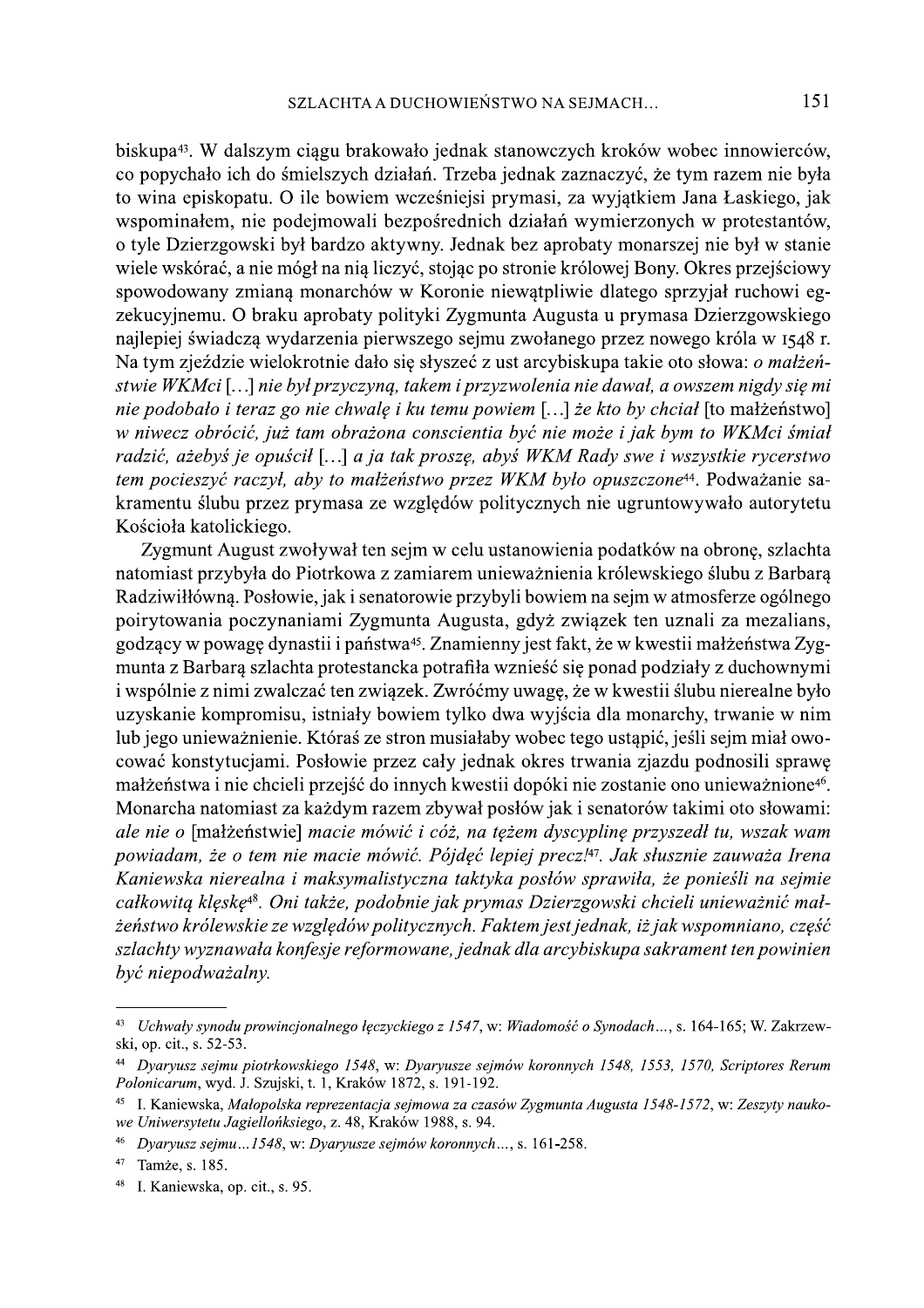biskupa[43]. W dalszym ciągu brakowało jednak stanowczych kroków wobec innowierców, co popychało ich do śmielszych działań. Trzeba jednak zaznaczyć, że tym razem nie była to wina episkopatu. O ile bowiem wcześniejsi prymasi, za wyjątkiem Jana Łaskiego, jak wspominałem, nie podejmowali bezpośrednich działań wymierzonych w protestantów, o tyle Dzierzgowski był bardzo aktywny. Jednak bez aprobaty monarszej nie był w stanie wiele wskórać, a nie mógł na nią liczyć, stojąc po stronie królowej Bony. Okres przejściowy spowodowany zmianą monarchów w Koronie niewątpliwie dlatego sprzyjał ruchowi egzekucyjnemu. O braku aprobaty polityki Zygmunta Augusta u prymasa Dzierzgowskiego najlepiej świadczą wydarzenia pierwszego sejmu zwołanego przez nowego króla w 1548 r. Na tym zjeździe wielokrotnie dało się słyszeć z ust arcybiskupa takie oto słowa: *o małżeństwie WKMci* [...] *nie był przyczyną, takem i przyzwolenia nie dawał, a owszem nigdy się mi nie podobało i teraz go nie chwalę i ku temu powiem* [...] *że kto by chciał* [to małżeństwo] *w niwecz obrócić, już tam obrażona conscientia być nie może i jak bym to WKMci śmiał radzić, ażebyś je opuścił* [...] *a ja tak proszę, abyś WKM Rady swe i wszystkie rycerstwo tem pocieszyć raczył, aby to małżeństwo przez WKM było opuszczone*[44]. Podważanie sakramentu ślubu przez prymasa ze względów politycznych nie ugruntowywało autorytetu Kościoła katolickiego.

Zygmunt August zwoływał ten sejm w celu ustanowienia podatków na obronę, szlachta natomiast przybyła do Piotrkowa z zamiarem unieważnienia królewskiego ślubu z Barbarą Radziwiłłówną. Posłowie, jak i senatorowie przybyli bowiem na sejm w atmosferze ogólnego poirytowania poczynaniami Zygmunta Augusta, gdyż związek ten uznali za mezalians, godzący w powagę dynastii i państwa[45]. Znamienny jest fakt, że w kwestii małżeństwa Zygmunta z Barbarą szlachta protestancka potrafiła wznieść się ponad podziały z duchownymi i wspólnie z nimi zwalczać ten związek. Zwróćmy uwagę, że w kwestii ślubu nierealne było uzyskanie kompromisu, istniały bowiem tylko dwa wyjścia dla monarchy, trwanie w nim lub jego unieważnienie. Któraś ze stron musiałaby wobec tego ustąpić, jeśli sejm miał owocować konstytucjami. Posłowie przez cały jednak okres trwania zjazdu podnosili sprawę małżeństwa i nie chcieli przejść do innych kwestii dopóki nie zostanie ono unieważnione[46]. Monarcha natomiast za każdym razem zbywał posłów jak i senatorów takimi oto słowami: *ale nie o* [małżeństwie] *macie mówić i cóż, na tężem dyscyplinę przyszedł tu, wszak wam powiadam, że o tem nie macie mówić. Pójdęć lepiej precz!*[47]. *Jak słusznie zauważa Irena Kaniewska nierealna i maksymalistyczna taktyka posłów sprawiła, że ponieśli na sejmie całkowitą klęskę*[48]. *Oni także, podobnie jak prymas Dzierzgowski chcieli unieważnić małżeństwo królewskie ze względów politycznych. Faktem jest jednak, iż jak wspomniano, część szlachty wyznawała konfesje reformowane, jednak dla arcybiskupa sakrament ten powinien być niepodważalny.*

---

[43] *Uchwały synodu prowincjonalnego łęczyckiego z 1547*, w: *Wiadomość o Synodach*..., s. 164-165; W. Zakrzewski, op. cit., s. 52-53.

[44] *Dyaryusz sejmu piotrkowskiego 1548*, w: *Dyaryusze sejmów koronnych 1548, 1553, 1570, Scriptores Rerum Polonicarum*, wyd. J. Szujski, t. 1, Kraków 1872, s. 191-192.

[45] I. Kaniewska, *Małopolska reprezentacja sejmowa za czasów Zygmunta Augusta 1548-1572*, w: *Zeszyty naukowe Uniwersytetu Jagiellońksiego*, z. 48, Kraków 1988, s. 94.

[46] *Dyaryusz sejmu...1548*, w: *Dyaryusze sejmów koronnych*..., s. 161-258.

[47] Tamże, s. 185.

[48] I. Kaniewska, op. cit., s. 95.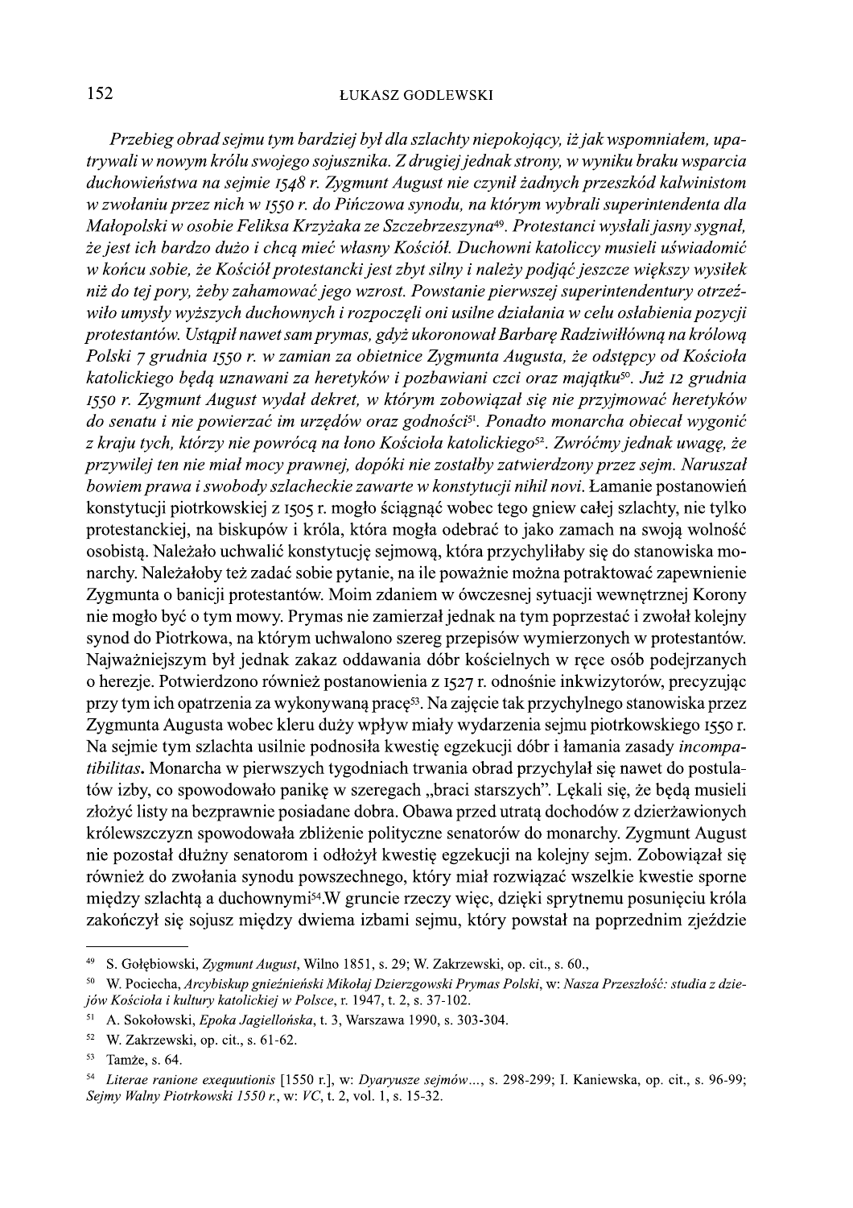*Przebieg obrad sejmu tym bardziej był dla szlachty niepokojący, iż jak wspomniałem, upatrywali w nowym królu swojego sojusznika. Z drugiej jednak strony, w wyniku braku wsparcia duchowieństwa na sejmie 1548 r. Zygmunt August nie czynił żadnych przeszkód kalwinistom w zwołaniu przez nich w 1550 r. do Pińczowa synodu, na którym wybrali superintendenta dla Małopolski w osobie Feliksa Krzyżaka ze Szczebrzeszyna*[49]*. Protestanci wysłali jasny sygnał, że jest ich bardzo dużo i chcą mieć własny Kościół. Duchowni katoliccy musieli uświadomić w końcu sobie, że Kościół protestancki jest zbyt silny i należy podjąć jeszcze większy wysiłek niż do tej pory, żeby zahamować jego wzrost. Powstanie pierwszej superintendentury otrzeźwiło umysły wyższych duchownych i rozpoczęli oni usilne działania w celu osłabienia pozycji protestantów. Ustąpił nawet sam prymas, gdyż ukoronował Barbarę Radziwiłłównę na królową Polski 7 grudnia 1550 r. w zamian za obietnice Zygmunta Augusta, że odstępcy od Kościoła katolickiego będą uznawani za heretyków i pozbawiani czci oraz majątku*[50]*. Już 12 grudnia 1550 r. Zygmunt August wydał dekret, w którym zobowiązał się nie przyjmować heretyków do senatu i nie powierzać im urzędów oraz godności*[51]*. Ponadto monarcha obiecał wygonić z kraju tych, którzy nie powrócą na łono Kościoła katolickiego*[52]*. Zwróćmy jednak uwagę, że przywilej ten nie miał mocy prawnej, dopóki nie zostałby zatwierdzony przez sejm. Naruszał bowiem prawa i swobody szlacheckie zawarte w konstytucji nihil novi.* Łamanie postanowień konstytucji piotrkowskiej z 1505 r. mogło ściągnąć wobec tego gniew całej szlachty, nie tylko protestanckiej, na biskupów i króla, która mogła odebrać to jako zamach na swoją wolność osobistą. Należało uchwalić konstytucję sejmową, która przychyliłaby się do stanowiska monarchy. Należałoby też zadać sobie pytanie, na ile poważnie można potraktować zapewnienie Zygmunta o banicji protestantów. Moim zdaniem w ówczesnej sytuacji wewnętrznej Korony nie mogło być o tym mowy. Prymas nie zamierzał jednak na tym poprzestać i zwołał kolejny synod do Piotrkowa, na którym uchwalono szereg przepisów wymierzonych w protestantów. Najważniejszym był jednak zakaz oddawania dóbr kościelnych w ręce osób podejrzanych o herezje. Potwierdzono również postanowienia z 1527 r. odnośnie inkwizytorów, precyzując przy tym ich opatrzenia za wykonywaną pracę[53]. Na zajęcie tak przychylnego stanowiska przez Zygmunta Augusta wobec kleru duży wpływ miały wydarzenia sejmu piotrkowskiego 1550 r. Na sejmie tym szlachta usilnie podnosiła kwestię egzekucji dóbr i łamania zasady *incompatibilitas***.** Monarcha w pierwszych tygodniach trwania obrad przychylał się nawet do postulatów izby, co spowodowało panikę w szeregach „braci starszych". Lękali się, że będą musieli złożyć listy na bezprawnie posiadane dobra. Obawa przed utratą dochodów z dzierżawionych królewszczyzn spowodowała zbliżenie polityczne senatorów do monarchy. Zygmunt August nie pozostał dłużny senatorom i odłożył kwestię egzekucji na kolejny sejm. Zobowiązał się również do zwołania synodu powszechnego, który miał rozwiązać wszelkie kwestie sporne między szlachtą a duchownymi[54].W gruncie rzeczy więc, dzięki sprytnemu posunięciu króla zakończył się sojusz między dwiema izbami sejmu, który powstał na poprzednim zjeździe

---

[49] S. Gołębiowski, *Zygmunt August*, Wilno 1851, s. 29; W. Zakrzewski, op. cit., s. 60.,

[50] W. Pociecha, *Arcybiskup gnieźnieński Mikołaj Dzierzgowski Prymas Polski*, w: *Nasza Przeszłość: studia z dziejów Kościoła i kultury katolickiej w Polsce*, r. 1947, t. 2, s. 37-102.

[51] A. Sokołowski, *Epoka Jagiellońska*, t. 3, Warszawa 1990, s. 303-304.

[52] W. Zakrzewski, op. cit., s. 61-62.

[53] Tamże, s. 64.

[54] *Literae ranione exequutionis* [1550 r.], w: *Dyaryusze sejmów...*, s. 298-299; I. Kaniewska, op. cit., s. 96-99; *Sejmy Walny Piotrkowski 1550 r.*, w: *VC*, t. 2, vol. 1, s. 15-32.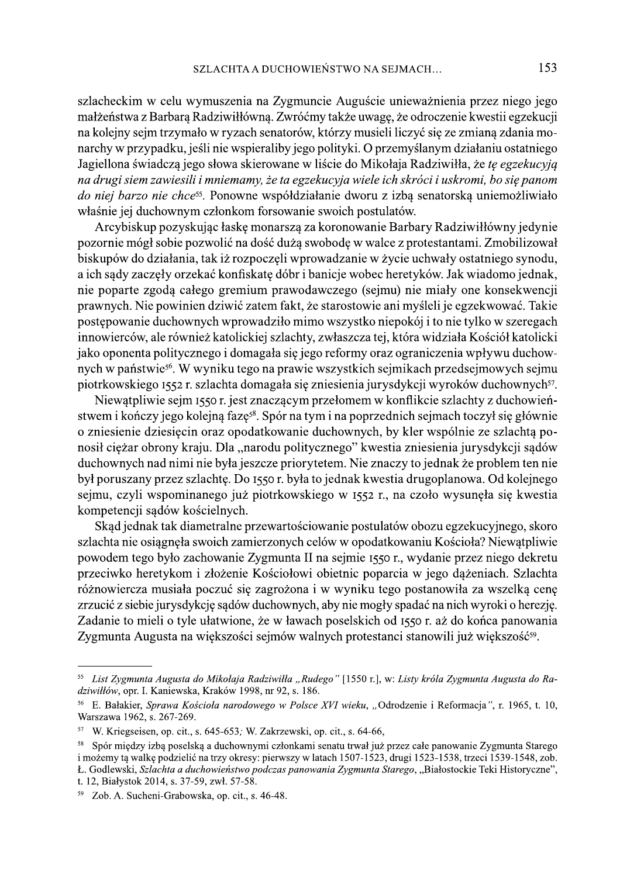szlacheckim w celu wymuszenia na Zygmuncie Auguście unieważnienia przez niego jego małżeństwa z Barbarą Radziwiłłówną. Zwróćmy także uwagę, że odroczenie kwestii egzekucji na kolejny sejm trzymało w ryzach senatorów, którzy musieli liczyć się ze zmianą zdania monarchy w przypadku, jeśli nie wspieraliby jego polityki. O przemyślanym działaniu ostatniego Jagiellona świadczą jego słowa skierowane w liście do Mikołaja Radziwiłła, że *tę egzekucyją na drugi siem zawiesili i mniemamy, że ta egzekucyja wiele ich skróci i uskromi, bo się panom do niej barzo nie chce*[55]. Ponowne współdziałanie dworu z izbą senatorską uniemożliwiało właśnie jej duchownym członkom forsowanie swoich postulatów.

Arcybiskup pozyskując łaskę monarszą za koronowanie Barbary Radziwiłłówny jedynie pozornie mógł sobie pozwolić na dość dużą swobodę w walce z protestantami. Zmobilizował biskupów do działania, tak iż rozpoczęli wprowadzanie w życie uchwały ostatniego synodu, a ich sądy zaczęły orzekać konfiskatę dóbr i banicje wobec heretyków. Jak wiadomo jednak, nie poparte zgodą całego gremium prawodawczego (sejmu) nie miały one konsekwencji prawnych. Nie powinien dziwić zatem fakt, że starostowie ani myśleli je egzekwować. Takie postępowanie duchownych wprowadziło mimo wszystko niepokój i to nie tylko w szeregach innowierców, ale również katolickiej szlachty, zwłaszcza tej, która widziała Kościół katolicki jako oponenta politycznego i domagała się jego reformy oraz ograniczenia wpływu duchownych w państwie[56]. W wyniku tego na prawie wszystkich sejmikach przedsejmowych sejmu piotrkowskiego 1552 r. szlachta domagała się zniesienia jurysdykcji wyroków duchownych[57].

Niewątpliwie sejm 1550 r. jest znaczącym przełomem w konflikcie szlachty z duchowieństwem i kończy jego kolejną fazę[58]. Spór na tym i na poprzednich sejmach toczył się głównie o zniesienie dziesięcin oraz opodatkowanie duchownych, by kler wspólnie ze szlachtą ponosił ciężar obrony kraju. Dla „narodu politycznego" kwestia zniesienia jurysdykcji sądów duchownych nad nimi nie była jeszcze priorytetem. Nie znaczy to jednak że problem ten nie był poruszany przez szlachtę. Do 1550 r. była to jednak kwestia drugoplanowa. Od kolejnego sejmu, czyli wspominanego już piotrkowskiego w 1552 r., na czoło wysunęła się kwestia kompetencji sądów kościelnych.

Skąd jednak tak diametralne przewartościowanie postulatów obozu egzekucyjnego, skoro szlachta nie osiągnęła swoich zamierzonych celów w opodatkowaniu Kościoła? Niewątpliwie powodem tego było zachowanie Zygmunta II na sejmie 1550 r., wydanie przez niego dekretu przeciwko heretykom i złożenie Kościołowi obietnic poparcia w jego dążeniach. Szlachta różnowiercza musiała poczuć się zagrożona i w wyniku tego postanowiła za wszelką cenę zrzucić z siebie jurysdykcję sądów duchownych, aby nie mogły spadać na nich wyroki o herezję. Zadanie to mieli o tyle ułatwione, że w ławach poselskich od 1550 r. aż do końca panowania Zygmunta Augusta na większości sejmów walnych protestanci stanowili już większość[59].

---

[55] *List Zygmunta Augusta do Mikołaja Radziwiłła „Rudego"* [1550 r.], w: *Listy króla Zygmunta Augusta do Radziwiłłów*, opr. I. Kaniewska, Kraków 1998, nr 92, s. 186.

[56] E. Bałakier, *Sprawa Kościoła narodowego w Polsce XVI wieku*, „Odrodzenie i Reformacja", r. 1965, t. 10, Warszawa 1962, s. 267-269.

[57] W. Kriegseisen, op. cit., s. 645-653; W. Zakrzewski, op. cit., s. 64-66,

[58] Spór między izbą poselską a duchownymi członkami senatu trwał już przez całe panowanie Zygmunta Starego i możemy tą walkę podzielić na trzy okresy: pierwszy w latach 1507-1523, drugi 1523-1538, trzeci 1539-1548, zob. Ł. Godlewski, *Szlachta a duchowieństwo podczas panowania Zygmunta Starego*, „Białostockie Teki Historyczne", t. 12, Białystok 2014, s. 37-59, zwł. 57-58.

[59] Zob. A. Sucheni-Grabowska, op. cit., s. 46-48.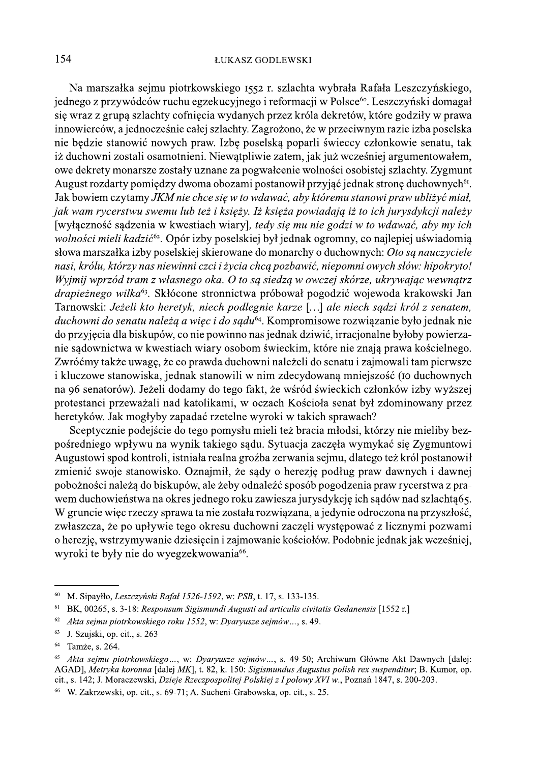Na marszałka sejmu piotrkowskiego 1552 r. szlachta wybrała Rafała Leszczyńskiego, jednego z przywódców ruchu egzekucyjnego i reformacji w Polsce[60]. Leszczyński domagał się wraz z grupą szlachty cofnięcia wydanych przez króla dekretów, które godziły w prawa innowierców, a jednocześnie całej szlachty. Zagrożono, że w przeciwnym razie izba poselska nie będzie stanowić nowych praw. Izbę poselską poparli świeccy członkowie senatu, tak iż duchowni zostali osamotnieni. Niewątpliwie zatem, jak już wcześniej argumentowałem, owe dekrety monarsze zostały uznane za pogwałcenie wolności osobistej szlachty. Zygmunt August rozdarty pomiędzy dwoma obozami postanowił przyjąć jednak stronę duchownych[61]. Jak bowiem czytamy *JKM nie chce się w to wdawać, aby któremu stanowi praw ubliżyć miał, jak wam rycerstwu swemu lub też i księży. Iż księża powiadają iż to ich jurysdykcji należy* [wyłączność sądzenia w kwestiach wiary], *tedy się mu nie godzi w to wdawać, aby my ich wolności mieli kadzić*[62]. Opór izby poselskiej był jednak ogromny, co najlepiej uświadomią słowa marszałka izby poselskiej skierowane do monarchy o duchownych: *Oto są nauczyciele nasi, królu, którzy nas niewinni czci i życia chcą pozbawić, niepomni owych słów: hipokryto! Wyjmij wprzód tram z własnego oka. O to są siedzą w owczej skórze, ukrywając wewnątrz drapieżnego wilka*[63]. Skłócone stronnictwa próbował pogodzić wojewoda krakowski Jan Tarnowski: *Jeżeli kto heretyk, niech podlegnie karze* [...] *ale niech sądzi król z senatem, duchowni do senatu należą a więc i do sądu*[64]. Kompromisowe rozwiązanie było jednak nie do przyjęcia dla biskupów, co nie powinno nas jednak dziwić, irracjonalne byłoby powierzanie sądownictwa w kwestiach wiary osobom świeckim, które nie znają prawa kościelnego. Zwróćmy także uwagę, że co prawda duchowni należeli do senatu i zajmowali tam pierwsze i kluczowe stanowiska, jednak stanowili w nim zdecydowaną mniejszość (10 duchownych na 96 senatorów). Jeżeli dodamy do tego fakt, że wśród świeckich członków izby wyższej protestanci przeważali nad katolikami, w oczach Kościoła senat był zdominowany przez heretyków. Jak mogłyby zapadać rzetelne wyroki w takich sprawach?

Sceptycznie podejście do tego pomysłu mieli też bracia młodsi, którzy nie mieliby bezpośredniego wpływu na wynik takiego sądu. Sytuacja zaczęła wymykać się Zygmuntowi Augustowi spod kontroli, istniała realna groźba zerwania sejmu, dlatego też król postanowił zmienić swoje stanowisko. Oznajmił, że sądy o herezję podług praw dawnych i dawnej pobożności należą do biskupów, ale żeby odnaleźć sposób pogodzenia praw rycerstwa z prawem duchowieństwa na okres jednego roku zawiesza jurysdykcję ich sądów nad szlachtą[65]. W gruncie więc rzeczy sprawa ta nie została rozwiązana, a jedynie odroczona na przyszłość, zwłaszcza, że po upływie tego okresu duchowni zaczęli występować z licznymi pozwami o herezję, wstrzymywanie dziesięcin i zajmowanie kościołów. Podobnie jednak jak wcześniej, wyroki te były nie do wyegzekwowania[66].

---

[60] M. Sipayłło, *Leszczyński Rafał 1526-1592*, w: *PSB*, t. 17, s. 133-135.

[61] BK, 00265, s. 3-18: *Responsum Sigismundi Augusti ad articulis civitatis Gedanensis* [1552 r.]

[62] *Akta sejmu piotrkowskiego roku 1552*, w: *Dyaryusze sejmów*..., s. 49.

[63] J. Szujski, op. cit., s. 263

[64] Tamże, s. 264.

[65] *Akta sejmu piotrkowskiego*..., w: *Dyaryusze sejmów*..., s. 49-50; Archiwum Główne Akt Dawnych [dalej: AGAD], *Metryka koronna* [dalej *MK*], t. 82, k. 150: *Sigismundus Augustus polish rex suspenditur*; B. Kumor, op. cit., s. 142; J. Moraczewski, *Dzieje Rzeczpospolitej Polskiej z I połowy XVI w*., Poznań 1847, s. 200-203.

[66] W. Zakrzewski, op. cit., s. 69-71; A. Sucheni-Grabowska, op. cit., s. 25.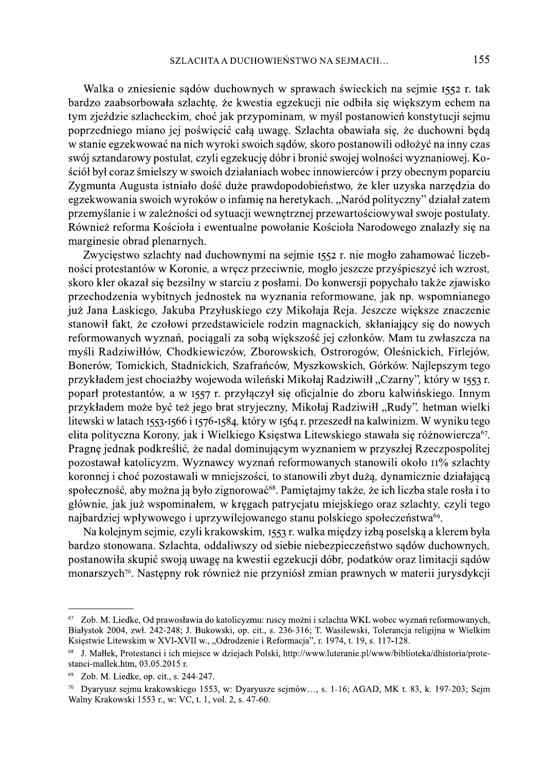Walka o zniesienie sądów duchownych w sprawach świeckich na sejmie 1552 r. tak bardzo zaabsorbowała szlachtę, że kwestia egzekucji nie odbiła się większym echem na tym zjeździe szlacheckim, choć jak przypominam, w myśl postanowień konstytucji sejmu poprzedniego miano jej poświęcić całą uwagę. Szlachta obawiała się, że duchowni będą w stanie egzekwować na nich wyroki swoich sądów, skoro postanowili odłożyć na inny czas swój sztandarowy postulat, czyli egzekucję dóbr i bronić swojej wolności wyznaniowej. Kościół był coraz śmielszy w swoich działaniach wobec innowierców i przy obecnym poparciu Zygmunta Augusta istniało dość duże prawdopodobieństwo, że kler uzyska narzędzia do egzekwowania swoich wyroków o infamię na heretykach. „Naród polityczny" działał zatem przemyślanie i w zależności od sytuacji wewnętrznej przewartościowywał swoje postulaty. Również reforma Kościoła i ewentualne powołanie Kościoła Narodowego znalazły się na marginesie obrad plenarnych.

Zwycięstwo szlachty nad duchownymi na sejmie 1552 r. nie mogło zahamować liczebności protestantów w Koronie, a wręcz przeciwnie, mogło jeszcze przyśpieszyć ich wzrost, skoro kler okazał się bezsilny w starciu z posłami. Do konwersji popychało także zjawisko przechodzenia wybitnych jednostek na wyznania reformowane, jak np. wspomnianego już Jana Łaskiego, Jakuba Przyłuskiego czy Mikołaja Reja. Jeszcze większe znaczenie stanowił fakt, że czołowi przedstawiciele rodzin magnackich, skłaniający się do nowych reformowanych wyznań, pociągali za sobą większość jej członków. Mam tu zwłaszcza na myśli Radziwiłłów, Chodkiewiczów, Zborowskich, Ostrorogów, Oleśnickich, Firlejów, Bonerów, Tomickich, Stadnickich, Szafrańców, Myszkowskich, Górków. Najlepszym tego przykładem jest chociażby wojewoda wileński Mikołaj Radziwiłł „Czarny", który w 1553 r. poparł protestantów, a w 1557 r. przyłączył się oficjalnie do zboru kalwińskiego. Innym przykładem może być też jego brat stryjeczny, Mikołaj Radziwiłł „Rudy", hetman wielki litewski w latach 1553-1566 i 1576-1584, który w 1564 r. przeszedł na kalwinizm. W wyniku tego elita polityczna Korony, jak i Wielkiego Księstwa Litewskiego stawała się różnowiercza[67]. Pragnę jednak podkreślić, że nadal dominującym wyznaniem w przyszłej Rzeczpospolitej pozostawał katolicyzm. Wyznawcy wyznań reformowanych stanowili około 11% szlachty koronnej i choć pozostawali w mniejszości, to stanowili zbyt dużą, dynamicznie działającą społeczność, aby można ją było zignorować[68]. Pamiętajmy także, że ich liczba stale rosła i to głównie, jak już wspominałem, w kręgach patrycjatu miejskiego oraz szlachty, czyli tego najbardziej wpływowego i uprzywilejowanego stanu polskiego społeczeństwa[69].

Na kolejnym sejmie, czyli krakowskim, 1553 r. walka między izbą poselską a klerem była bardzo stonowana. Szlachta, oddaliwszy od siebie niebezpieczeństwo sądów duchownych, postanowiła skupić swoją uwagę na kwestii egzekucji dóbr, podatków oraz limitacji sądów monarszych[70]. Następny rok również nie przyniósł zmian prawnych w materii jurysdykcji

---

[67] Zob. M. Liedke, Od prawosławia do katolicyzmu: ruscy możni i szlachta WKL wobec wyznań reformowanych, Białystok 2004, zwł. 242-248; J. Bukowski, op. cit., s. 236-316; T. Wasilewski, Tolerancja religijna w Wielkim Księstwie Litewskim w XVI-XVII w., „Odrodzenie i Reformacja", r. 1974, t. 19, s. 117-128.

[68] J. Małłek, Protestanci i ich miejsce w dziejach Polski, http://www.luteranie.pl/www/biblioteka/dhistoria/protestanci-mallek.htm, 03.05.2015 r.

[69] Zob. M. Liedke, op. cit., s. 244-247.

[70] Dyaryusz sejmu krakowskiego 1553, w: Dyaryusze sejmów…, s. 1-16; AGAD, MK t. 83, k. 197-203; Sejm Walny Krakowski 1553 r., w: VC, t. 1, vol. 2, s. 47-60.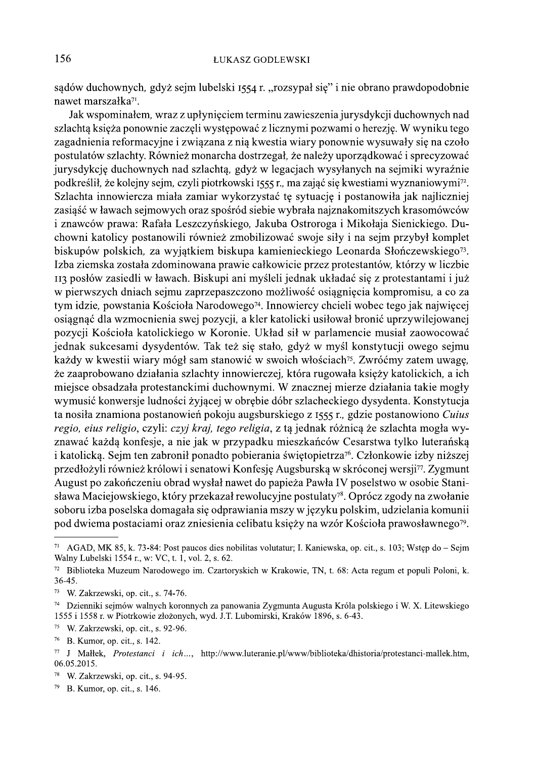sądów duchownych, gdyż sejm lubelski 1554 r. „rozsypał się" i nie obrano prawdopodobnie nawet marszałka[71].

Jak wspominałem, wraz z upłynięciem terminu zawieszenia jurysdykcji duchownych nad szlachtą księża ponownie zaczęli występować z licznymi pozwami o herezję. W wyniku tego zagadnienia reformacyjne i związana z nią kwestia wiary ponownie wysuwały się na czoło postulatów szlachty. Również monarcha dostrzegał, że należy uporządkować i sprecyzować jurysdykcję duchownych nad szlachtą, gdyż w legacjach wysyłanych na sejmiki wyraźnie podkreślił, że kolejny sejm, czyli piotrkowski 1555 r., ma zająć się kwestiami wyznaniowymi[72]. Szlachta innowiercza miała zamiar wykorzystać tę sytuację i postanowiła jak najliczniej zasiąść w ławach sejmowych oraz spośród siebie wybrała najznakomitszych krasomówców i znawców prawa: Rafała Leszczyńskiego, Jakuba Ostroroga i Mikołaja Sienickiego. Duchowni katolicy postanowili również zmobilizować swoje siły i na sejm przybył komplet biskupów polskich, za wyjątkiem biskupa kamienieckiego Leonarda Słończewskiego[73]. Izba ziemska została zdominowana prawie całkowicie przez protestantów, którzy w liczbie 113 posłów zasiedli w ławach. Biskupi ani myśleli jednak układać się z protestantami i już w pierwszych dniach sejmu zaprzepaszczono możliwość osiągnięcia kompromisu, a co za tym idzie, powstania Kościoła Narodowego[74]. Innowiercy chcieli wobec tego jak najwięcej osiągnąć dla wzmocnienia swej pozycji, a kler katolicki usiłował bronić uprzywilejowanej pozycji Kościoła katolickiego w Koronie. Układ sił w parlamencie musiał zaowocować jednak sukcesami dysydentów. Tak też się stało, gdyż w myśl konstytucji owego sejmu każdy w kwestii wiary mógł sam stanowić w swoich włościach[75]. Zwróćmy zatem uwagę, że zaaprobowano działania szlachty innowierczej, która rugowała księży katolickich, a ich miejsce obsadzała protestanckimi duchownymi. W znacznej mierze działania takie mogły wymusić konwersje ludności żyjącej w obrębie dóbr szlacheckiego dysydenta. Konstytucja ta nosiła znamiona postanowień pokoju augsburskiego z 1555 r., gdzie postanowiono *Cuius regio, eius religio*, czyli: *czyj kraj, tego religia*, z tą jednak różnicą że szlachta mogła wyznawać każdą konfesje, a nie jak w przypadku mieszkańców Cesarstwa tylko luterańską i katolicką. Sejm ten zabronił ponadto pobierania świętopietrza[76]. Członkowie izby niższej przedłożyli również królowi i senatowi Konfesję Augsburską w skróconej wersji[77]. Zygmunt August po zakończeniu obrad wysłał nawet do papieża Pawła IV poselstwo w osobie Stanisława Maciejowskiego, który przekazał rewolucyjne postulaty[78]. Oprócz zgody na zwołanie soboru izba poselska domagała się odprawiania mszy w języku polskim, udzielania komunii pod dwiema postaciami oraz zniesienia celibatu księży na wzór Kościoła prawosławnego[79].

---

[71] AGAD, MK 85, k. 73-84: Post paucos dies nobilitas volutatur; I. Kaniewska, op. cit., s. 103; Wstęp do – Sejm Walny Lubelski 1554 r., w: VC, t. 1, vol. 2, s. 62.

[72] Biblioteka Muzeum Narodowego im. Czartoryskich w Krakowie, TN, t. 68: Acta regum et populi Poloni, k. 36-45.

[73] W. Zakrzewski, op. cit., s. 74-76.

[74] Dzienniki sejmów walnych koronnych za panowania Zygmunta Augusta Króla polskiego i W. X. Litewskiego 1555 i 1558 r. w Piotrkowie złożonych, wyd. J.T. Lubomirski, Kraków 1896, s. 6-43.

[75] W. Zakrzewski, op. cit., s. 92-96.

[76] B. Kumor, op. cit., s. 142.

[77] J Małłek, *Protestanci i ich*..., http://www.luteranie.pl/www/biblioteka/dhistoria/protestanci-mallek.htm, 06.05.2015.

[78] W. Zakrzewski, op. cit., s. 94-95.

[79] B. Kumor, op. cit., s. 146.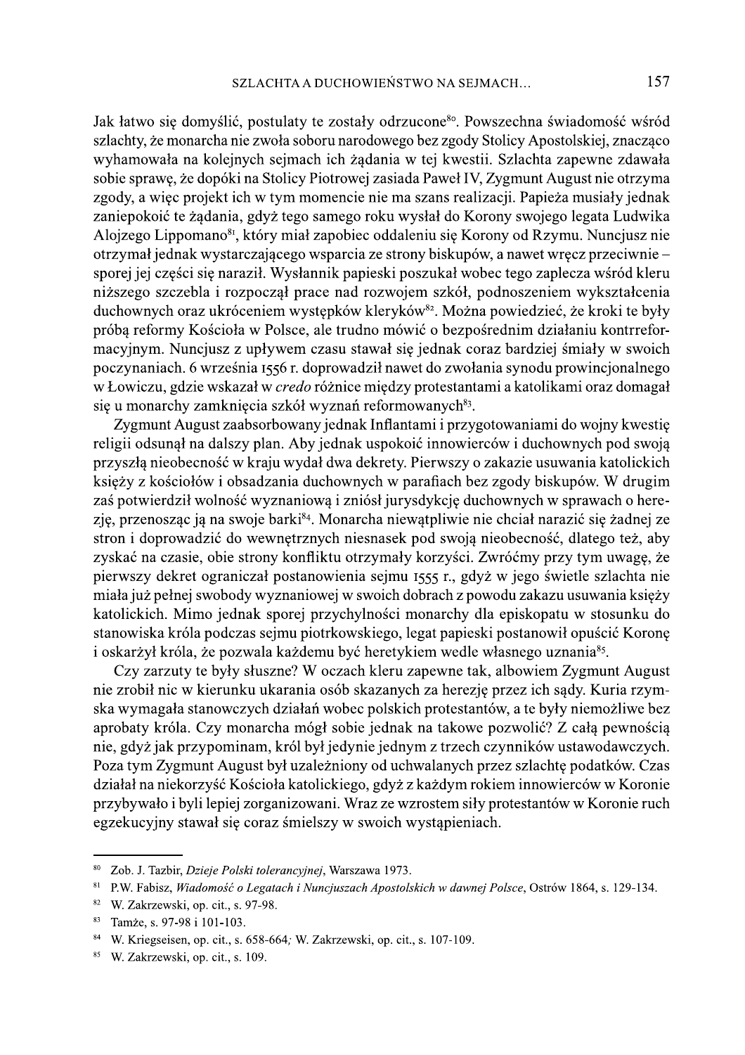Jak łatwo się domyślić, postulaty te zostały odrzucone[80]. Powszechna świadomość wśród szlachty, że monarcha nie zwoła soboru narodowego bez zgody Stolicy Apostolskiej, znacząco wyhamowała na kolejnych sejmach ich żądania w tej kwestii. Szlachta zapewne zdawała sobie sprawę, że dopóki na Stolicy Piotrowej zasiada Paweł IV, Zygmunt August nie otrzyma zgody, a więc projekt ich w tym momencie nie ma szans realizacji. Papieża musiały jednak zaniepokoić te żądania, gdyż tego samego roku wysłał do Korony swojego legata Ludwika Alojzego Lippomano[81], który miał zapobiec oddaleniu się Korony od Rzymu. Nuncjusz nie otrzymał jednak wystarczającego wsparcia ze strony biskupów, a nawet wręcz przeciwnie – sporej jej części się naraził. Wysłannik papieski poszukał wobec tego zaplecza wśród kleru niższego szczebla i rozpoczął prace nad rozwojem szkół, podnoszeniem wykształcenia duchownych oraz ukróceniem występków kleryków[82]. Można powiedzieć, że kroki te były próbą reformy Kościoła w Polsce, ale trudno mówić o bezpośrednim działaniu kontrreformacyjnym. Nuncjusz z upływem czasu stawał się jednak coraz bardziej śmiały w swoich poczynaniach. 6 września 1556 r. doprowadził nawet do zwołania synodu prowincjonalnego w Łowiczu, gdzie wskazał w *credo* różnice między protestantami a katolikami oraz domagał się u monarchy zamknięcia szkół wyznań reformowanych[83].

Zygmunt August zaabsorbowany jednak Inflantami i przygotowaniami do wojny kwestię religii odsunął na dalszy plan. Aby jednak uspokoić innowierców i duchownych pod swoją przyszłą nieobecność w kraju wydał dwa dekrety. Pierwszy o zakazie usuwania katolickich księży z kościołów i obsadzania duchownych w parafiach bez zgody biskupów. W drugim zaś potwierdził wolność wyznaniową i zniósł jurysdykcję duchownych w sprawach o herezję, przenosząc ją na swoje barki[84]. Monarcha niewątpliwie nie chciał narazić się żadnej ze stron i doprowadzić do wewnętrznych niesnasek pod swoją nieobecność, dlatego też, aby zyskać na czasie, obie strony konfliktu otrzymały korzyści. Zwróćmy przy tym uwagę, że pierwszy dekret ograniczał postanowienia sejmu 1555 r., gdyż w jego świetle szlachta nie miała już pełnej swobody wyznaniowej w swoich dobrach z powodu zakazu usuwania księży katolickich. Mimo jednak sporej przychylności monarchy dla episkopatu w stosunku do stanowiska króla podczas sejmu piotrkowskiego, legat papieski postanowił opuścić Koronę i oskarżył króla, że pozwala każdemu być heretykiem wedle własnego uznania[85].

Czy zarzuty te były słuszne? W oczach kleru zapewne tak, albowiem Zygmunt August nie zrobił nic w kierunku ukarania osób skazanych za herezję przez ich sądy. Kuria rzymska wymagała stanowczych działań wobec polskich protestantów, a te były niemożliwe bez aprobaty króla. Czy monarcha mógł sobie jednak na takowe pozwolić? Z całą pewnością nie, gdyż jak przypominam, król był jedynie jednym z trzech czynników ustawodawczych. Poza tym Zygmunt August był uzależniony od uchwalanych przez szlachtę podatków. Czas działał na niekorzyść Kościoła katolickiego, gdyż z każdym rokiem innowierców w Koronie przybywało i byli lepiej zorganizowani. Wraz ze wzrostem siły protestantów w Koronie ruch egzekucyjny stawał się coraz śmielszy w swoich wystąpieniach.

---

[80] Zob. J. Tazbir, *Dzieje Polski tolerancyjnej*, Warszawa 1973.

[81] P.W. Fabisz, *Wiadomość o Legatach i Nuncjuszach Apostolskich w dawnej Polsce*, Ostrów 1864, s. 129-134.

[82] W. Zakrzewski, op. cit., s. 97-98.

[83] Tamże, s. 97-98 i 101-103.

[84] W. Kriegseisen, op. cit., s. 658-664; W. Zakrzewski, op. cit., s. 107-109.

[85] W. Zakrzewski, op. cit., s. 109.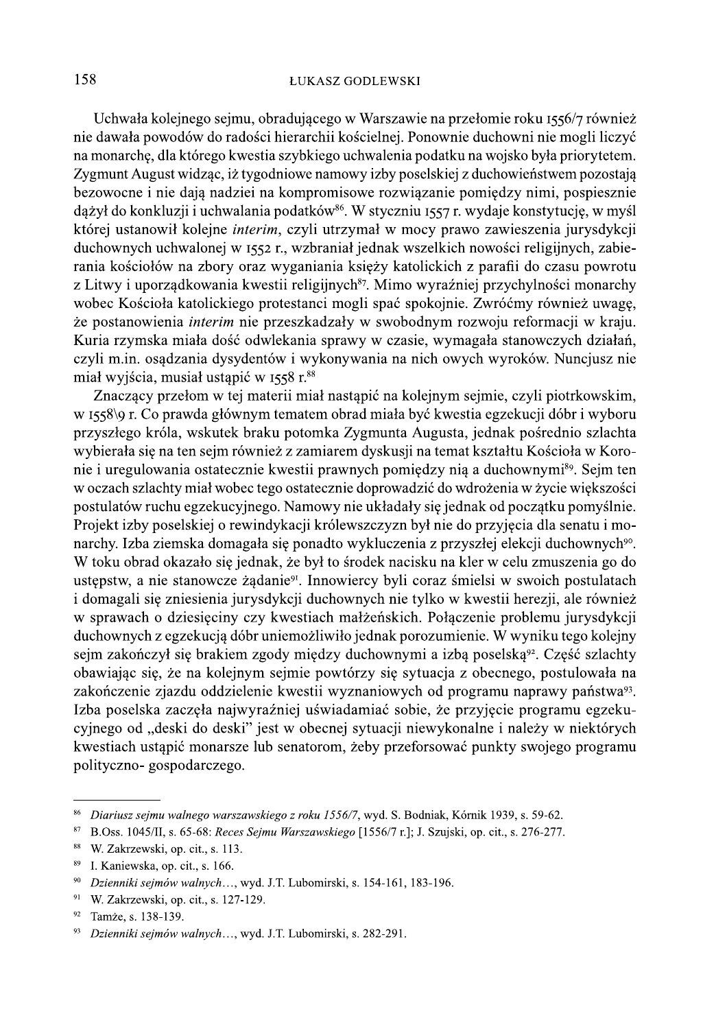Uchwała kolejnego sejmu, obradującego w Warszawie na przełomie roku 1556/7 również nie dawała powodów do radości hierarchii kościelnej. Ponownie duchowni nie mogli liczyć na monarchę, dla którego kwestia szybkiego uchwalenia podatku na wojsko była priorytetem. Zygmunt August widząc, iż tygodniowe namowy izby poselskiej z duchowieństwem pozostają bezowocne i nie dają nadziei na kompromisowe rozwiązanie pomiędzy nimi, pospiesznie dążył do konkluzji i uchwalania podatków[86]. W styczniu 1557 r. wydaje konstytucję, w myśl której ustanowił kolejne *interim*, czyli utrzymał w mocy prawo zawieszenia jurysdykcji duchownych uchwalonej w 1552 r., wzbraniał jednak wszelkich nowości religijnych, zabierania kościołów na zbory oraz wyganiania księży katolickich z parafii do czasu powrotu z Litwy i uporządkowania kwestii religijnych[87]. Mimo wyraźniej przychylności monarchy wobec Kościoła katolickiego protestanci mogli spać spokojnie. Zwróćmy również uwagę, że postanowienia *interim* nie przeszkadzały w swobodnym rozwoju reformacji w kraju. Kuria rzymska miała dość odwlekania sprawy w czasie, wymagała stanowczych działań, czyli m.in. osądzania dysydentów i wykonywania na nich owych wyroków. Nuncjusz nie miał wyjścia, musiał ustąpić w 1558 r.[88]

Znaczący przełom w tej materii miał nastąpić na kolejnym sejmie, czyli piotrkowskim, w 1558\9 r. Co prawda głównym tematem obrad miała być kwestia egzekucji dóbr i wyboru przyszłego króla, wskutek braku potomka Zygmunta Augusta, jednak pośrednio szlachta wybierała się na ten sejm również z zamiarem dyskusji na temat kształtu Kościoła w Koronie i uregulowania ostatecznie kwestii prawnych pomiędzy nią a duchownymi[89]. Sejm ten w oczach szlachty miał wobec tego ostatecznie doprowadzić do wdrożenia w życie większości postulatów ruchu egzekucyjnego. Namowy nie układały się jednak od początku pomyślnie. Projekt izby poselskiej o rewindykacji królewszczyzn był nie do przyjęcia dla senatu i monarchy. Izba ziemska domagała się ponadto wykluczenia z przyszłej elekcji duchownych[90]. W toku obrad okazało się jednak, że był to środek nacisku na kler w celu zmuszenia go do ustępstw, a nie stanowcze żądanie[91]. Innowiercy byli coraz śmielsi w swoich postulatach i domagali się zniesienia jurysdykcji duchownych nie tylko w kwestii herezji, ale również w sprawach o dziesięciny czy kwestiach małżeńskich. Połączenie problemu jurysdykcji duchownych z egzekucją dóbr uniemożliwiło jednak porozumienie. W wyniku tego kolejny sejm zakończył się brakiem zgody między duchownymi a izbą poselską[92]. Część szlachty obawiając się, że na kolejnym sejmie powtórzy się sytuacja z obecnego, postulowała na zakończenie zjazdu oddzielenie kwestii wyznaniowych od programu naprawy państwa[93]. Izba poselska zaczęła najwyraźniej uświadamiać sobie, że przyjęcie programu egzekucyjnego od „deski do deski" jest w obecnej sytuacji niewykonalne i należy w niektórych kwestiach ustąpić monarsze lub senatorom, żeby przeforsować punkty swojego programu polityczno- gospodarczego.

---

[86] *Diariusz sejmu walnego warszawskiego z roku 1556/7*, wyd. S. Bodniak, Kórnik 1939, s. 59-62.

[87] B.Oss. 1045/II, s. 65-68: *Reces Sejmu Warszawskiego* [1556/7 r.]; J. Szujski, op. cit., s. 276-277.

[88] W. Zakrzewski, op. cit., s. 113.

[89] I. Kaniewska, op. cit., s. 166.

[90] *Dzienniki sejmów walnych*…, wyd. J.T. Lubomirski, s. 154-161, 183-196.

[91] W. Zakrzewski, op. cit., s. 127-129.

[92] Tamże, s. 138-139.

[93] *Dzienniki sejmów walnych*…, wyd. J.T. Lubomirski, s. 282-291.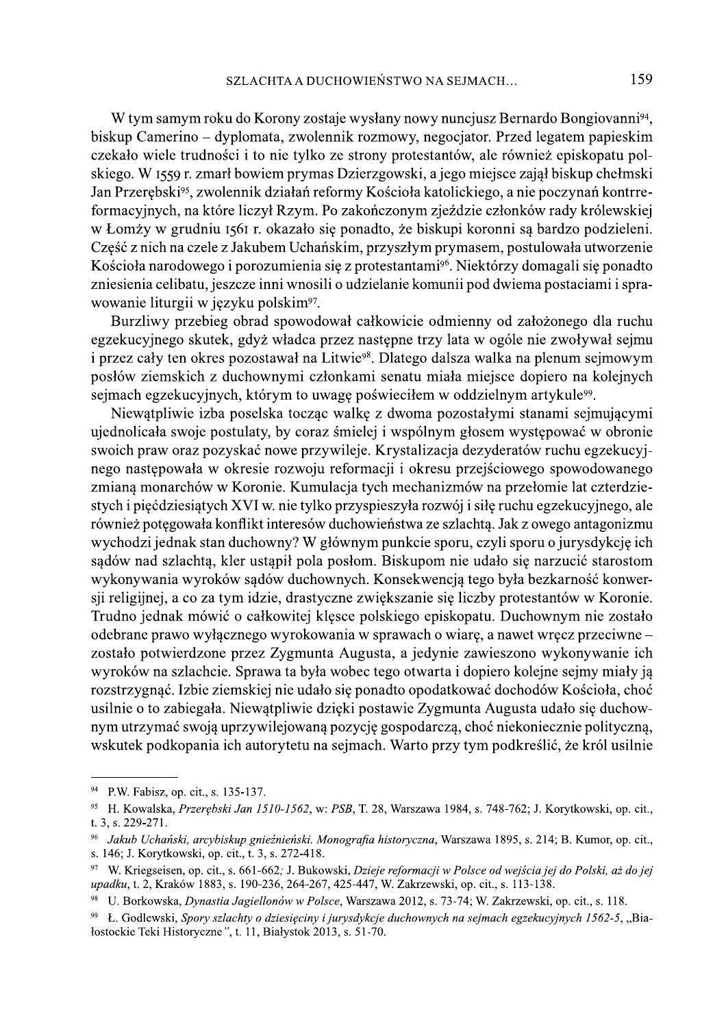W tym samym roku do Korony zostaje wysłany nowy nuncjusz Bernardo Bongiovanni[94], biskup Camerino – dyplomata, zwolennik rozmowy, negocjator. Przed legatem papieskim czekało wiele trudności i to nie tylko ze strony protestantów, ale również episkopatu polskiego. W 1559 r. zmarł bowiem prymas Dzierzgowski, a jego miejsce zajął biskup chełmski Jan Przerębski[95], zwolennik działań reformy Kościoła katolickiego, a nie poczynań kontrreformacyjnych, na które liczył Rzym. Po zakończonym zjeździe członków rady królewskiej w Łomży w grudniu 1561 r. okazało się ponadto, że biskupi koronni są bardzo podzieleni. Część z nich na czele z Jakubem Uchańskim, przyszłym prymasem, postulowała utworzenie Kościoła narodowego i porozumienia się z protestantami[96]. Niektórzy domagali się ponadto zniesienia celibatu, jeszcze inni wnosili o udzielanie komunii pod dwiema postaciami i sprawowanie liturgii w języku polskim[97].

Burzliwy przebieg obrad spowodował całkowicie odmienny od założonego dla ruchu egzekucyjnego skutek, gdyż władca przez następne trzy lata w ogóle nie zwoływał sejmu i przez cały ten okres pozostawał na Litwie[98]. Dlatego dalsza walka na plenum sejmowym posłów ziemskich z duchownymi członkami senatu miała miejsce dopiero na kolejnych sejmach egzekucyjnych, którym to uwagę poświeciłem w oddzielnym artykule[99].

Niewątpliwie izba poselska tocząc walkę z dwoma pozostałymi stanami sejmującymi ujednolicała swoje postulaty, by coraz śmielej i wspólnym głosem występować w obronie swoich praw oraz pozyskać nowe przywileje. Krystalizacja dezyderatów ruchu egzekucyjnego następowała w okresie rozwoju reformacji i okresu przejściowego spowodowanego zmianą monarchów w Koronie. Kumulacja tych mechanizmów na przełomie lat czterdziestych i pięćdziesiątych XVI w. nie tylko przyspieszyła rozwój i siłę ruchu egzekucyjnego, ale również potęgowała konflikt interesów duchowieństwa ze szlachtą. Jak z owego antagonizmu wychodzi jednak stan duchowny? W głównym punkcie sporu, czyli sporu o jurysdykcję ich sądów nad szlachtą, kler ustąpił pola posłom. Biskupom nie udało się narzucić starostom wykonywania wyroków sądów duchownych. Konsekwencją tego była bezkarność konwersji religijnej, a co za tym idzie, drastyczne zwiększanie się liczby protestantów w Koronie. Trudno jednak mówić o całkowitej klęsce polskiego episkopatu. Duchownym nie zostało odebrane prawo wyłącznego wyrokowania w sprawach o wiarę, a nawet wręcz przeciwne – zostało potwierdzone przez Zygmunta Augusta, a jedynie zawieszono wykonywanie ich wyroków na szlachcie. Sprawa ta była wobec tego otwarta i dopiero kolejne sejmy miały ją rozstrzygnąć. Izbie ziemskiej nie udało się ponadto opodatkować dochodów Kościoła, choć usilnie o to zabiegała. Niewątpliwie dzięki postawie Zygmunta Augusta udało się duchownym utrzymać swoją uprzywilejowaną pozycję gospodarczą, choć niekoniecznie polityczną, wskutek podkopania ich autorytetu na sejmach. Warto przy tym podkreślić, że król usilnie

---

[94] P.W. Fabisz, op. cit., s. 135-137.

[95] H. Kowalska, *Przerębski Jan 1510-1562*, w: *PSB*, T. 28, Warszawa 1984, s. 748-762; J. Korytkowski, op. cit., t. 3, s. 229-271.

[96] *Jakub Uchański, arcybiskup gnieźnieński. Monografia historyczna*, Warszawa 1895, s. 214; B. Kumor, op. cit., s. 146; J. Korytkowski, op. cit., t. 3, s. 272-418.

[97] W. Kriegseisen, op. cit., s. 661-662; J. Bukowski, *Dzieje reformacji w Polsce od wejścia jej do Polski, aż do jej upadku*, t. 2, Kraków 1883, s. 190-236, 264-267, 425-447, W. Zakrzewski, op. cit., s. 113-138.

[98] U. Borkowska, *Dynastia Jagiellonów w Polsce*, Warszawa 2012, s. 73-74; W. Zakrzewski, op. cit., s. 118.

[99] Ł. Godlewski, *Spory szlachty o dziesięciny i jurysdykcje duchownych na sejmach egzekucyjnych 1562-5*, „Białostockie Teki Historyczne*"*, t. 11, Białystok 2013, s. 51-70.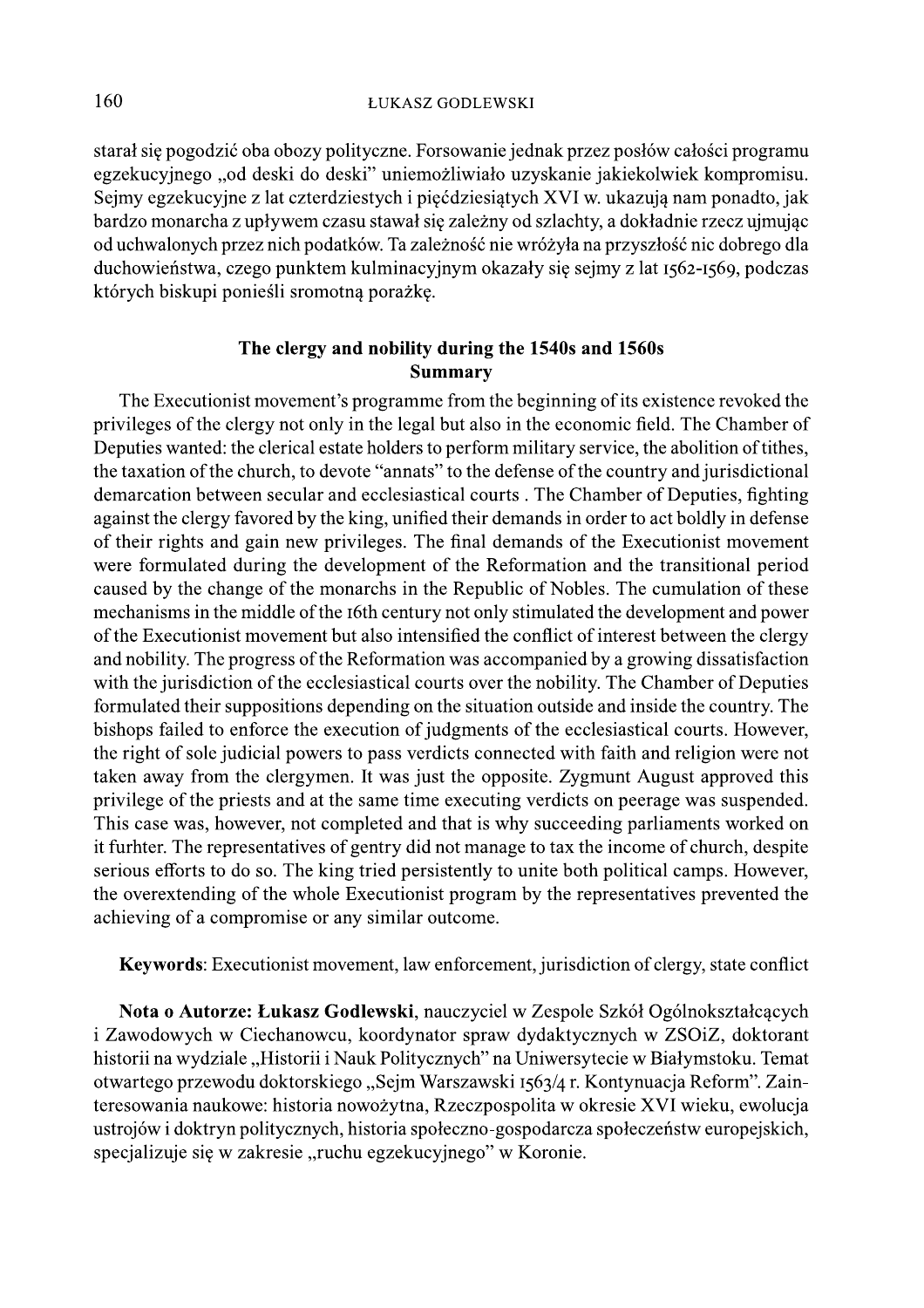starał się pogodzić oba obozy polityczne. Forsowanie jednak przez posłów całości programu egzekucyjnego „od deski do deski" uniemożliwiało uzyskanie jakiekolwiek kompromisu. Sejmy egzekucyjne z lat czterdziestych i pięćdziesiątych XVI w. ukazują nam ponadto, jak bardzo monarcha z upływem czasu stawał się zależny od szlachty, a dokładnie rzecz ujmując od uchwalonych przez nich podatków. Ta zależność nie wróżyła na przyszłość nic dobrego dla duchowieństwa, czego punktem kulminacyjnym okazały się sejmy z lat 1562-1569, podczas których biskupi ponieśli sromotną porażkę.

## The clergy and nobility during the 1540s and 1560s
## Summary

The Executionist movement's programme from the beginning of its existence revoked the privileges of the clergy not only in the legal but also in the economic field. The Chamber of Deputies wanted: the clerical estate holders to perform military service, the abolition of tithes, the taxation of the church, to devote "annats" to the defense of the country and jurisdictional demarcation between secular and ecclesiastical courts . The Chamber of Deputies, fighting against the clergy favored by the king, unified their demands in order to act boldly in defense of their rights and gain new privileges. The final demands of the Executionist movement were formulated during the development of the Reformation and the transitional period caused by the change of the monarchs in the Republic of Nobles. The cumulation of these mechanisms in the middle of the 16th century not only stimulated the development and power of the Executionist movement but also intensified the conflict of interest between the clergy and nobility. The progress of the Reformation was accompanied by a growing dissatisfaction with the jurisdiction of the ecclesiastical courts over the nobility. The Chamber of Deputies formulated their suppositions depending on the situation outside and inside the country. The bishops failed to enforce the execution of judgments of the ecclesiastical courts. However, the right of sole judicial powers to pass verdicts connected with faith and religion were not taken away from the clergymen. It was just the opposite. Zygmunt August approved this privilege of the priests and at the same time executing verdicts on peerage was suspended. This case was, however, not completed and that is why succeeding parliaments worked on it furhter. The representatives of gentry did not manage to tax the income of church, despite serious efforts to do so. The king tried persistently to unite both political camps. However, the overextending of the whole Executionist program by the representatives prevented the achieving of a compromise or any similar outcome.

**Keywords**: Executionist movement, law enforcement, jurisdiction of clergy, state conflict

**Nota o Autorze: Łukasz Godlewski**, nauczyciel w Zespole Szkół Ogólnokształcących i Zawodowych w Ciechanowcu, koordynator spraw dydaktycznych w ZSOiZ, doktorant historii na wydziale „Historii i Nauk Politycznych" na Uniwersytecie w Białymstoku. Temat otwartego przewodu doktorskiego „Sejm Warszawski 1563/4 r. Kontynuacja Reform". Zainteresowania naukowe: historia nowożytna, Rzeczpospolita w okresie XVI wieku, ewolucja ustrojów i doktryn politycznych, historia społeczno-gospodarcza społeczeństw europejskich, specjalizuje się w zakresie „ruchu egzekucyjnego" w Koronie.